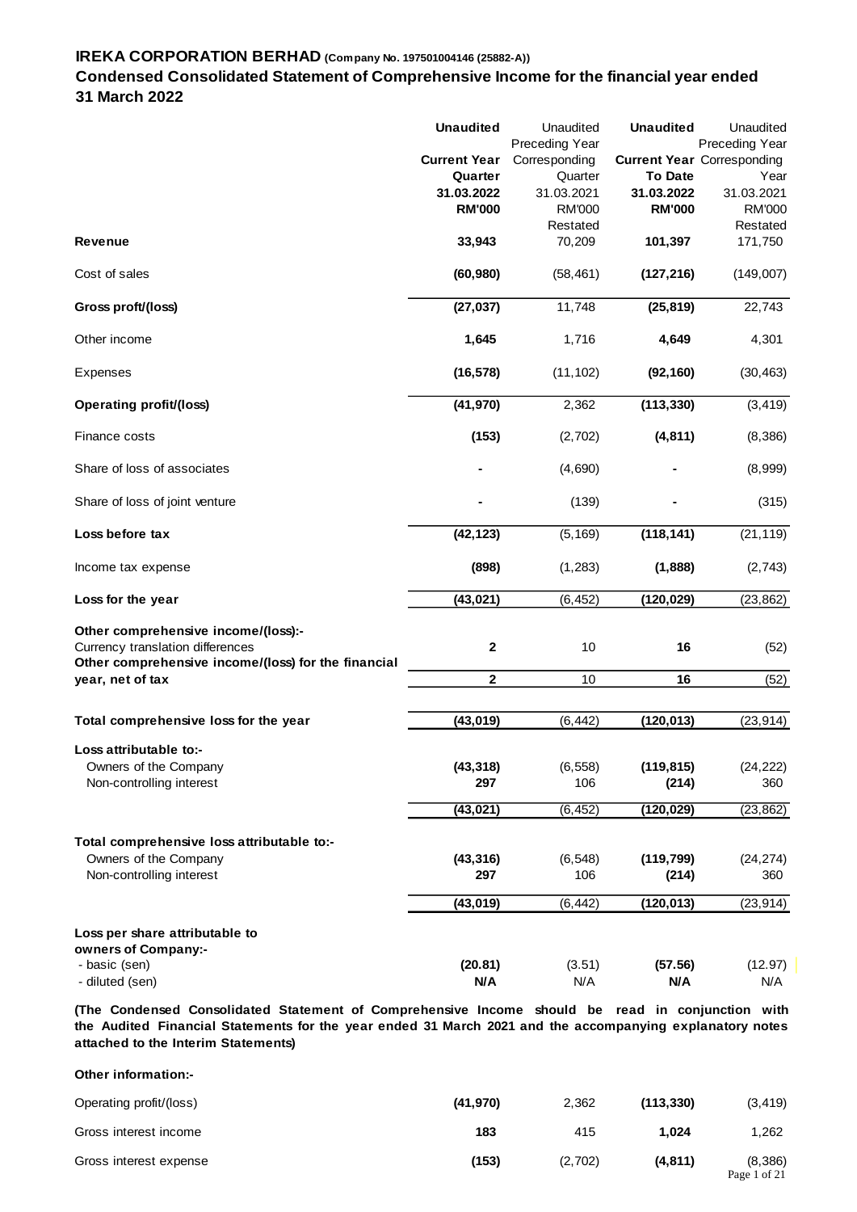# IREKA CORPORATION BERHAD (Company No. 197501004146 (25882-A))

## Condensed Consolidated Statement of Comprehensive Income for the financial year ended 31 March 2022

| | **Unaudited Current Year Quarter 31.03.2022 RM'000** | Unaudited Preceding Year Corresponding Quarter 31.03.2021 RM'000 Restated | **Unaudited Current Year To Date 31.03.2022 RM'000** | Unaudited Preceding Year Corresponding Year 31.03.2021 RM'000 Restated |
|---|---|---|---|---|
| **Revenue** | **33,943** | 70,209 | **101,397** | 171,750 |
| Cost of sales | **(60,980)** | (58,461) | **(127,216)** | (149,007) |
| **Gross proft/(loss)** | **(27,037)** | 11,748 | **(25,819)** | 22,743 |
| Other income | **1,645** | 1,716 | **4,649** | 4,301 |
| Expenses | **(16,578)** | (11,102) | **(92,160)** | (30,463) |
| **Operating profit/(loss)** | **(41,970)** | 2,362 | **(113,330)** | (3,419) |
| Finance costs | **(153)** | (2,702) | **(4,811)** | (8,386) |
| Share of loss of associates | **-** | (4,690) | **-** | (8,999) |
| Share of loss of joint venture | **-** | (139) | **-** | (315) |
| **Loss before tax** | **(42,123)** | (5,169) | **(118,141)** | (21,119) |
| Income tax expense | **(898)** | (1,283) | **(1,888)** | (2,743) |
| **Loss for the year** | **(43,021)** | (6,452) | **(120,029)** | (23,862) |
| **Other comprehensive income/(loss):-** | | | | |
| Currency translation differences | **2** | 10 | **16** | (52) |
| **Other comprehensive income/(loss) for the financial year, net of tax** | **2** | 10 | **16** | (52) |
| **Total comprehensive loss for the year** | **(43,019)** | (6,442) | **(120,013)** | (23,914) |
| **Loss attributable to:-** | | | | |
| Owners of the Company | **(43,318)** | (6,558) | **(119,815)** | (24,222) |
| Non-controlling interest | **297** | 106 | **(214)** | 360 |
| | **(43,021)** | (6,452) | **(120,029)** | (23,862) |
| **Total comprehensive loss attributable to:-** | | | | |
| Owners of the Company | **(43,316)** | (6,548) | **(119,799)** | (24,274) |
| Non-controlling interest | **297** | 106 | **(214)** | 360 |
| | **(43,019)** | (6,442) | **(120,013)** | (23,914) |
| **Loss per share attributable to owners of Company:-** | | | | |
| - basic (sen) | **(20.81)** | (3.51) | **(57.56)** | (12.97) |
| - diluted (sen) | **N/A** | N/A | **N/A** | N/A |

**(The Condensed Consolidated Statement of Comprehensive Income should be read in conjunction with the Audited Financial Statements for the year ended 31 March 2021 and the accompanying explanatory notes attached to the Interim Statements)**

**Other information:-**

| | | | | |
|---|---|---|---|---|
| Operating profit/(loss) | **(41,970)** | 2,362 | **(113,330)** | (3,419) |
| Gross interest income | **183** | 415 | **1,024** | 1,262 |
| Gross interest expense | **(153)** | (2,702) | **(4,811)** | (8,386) |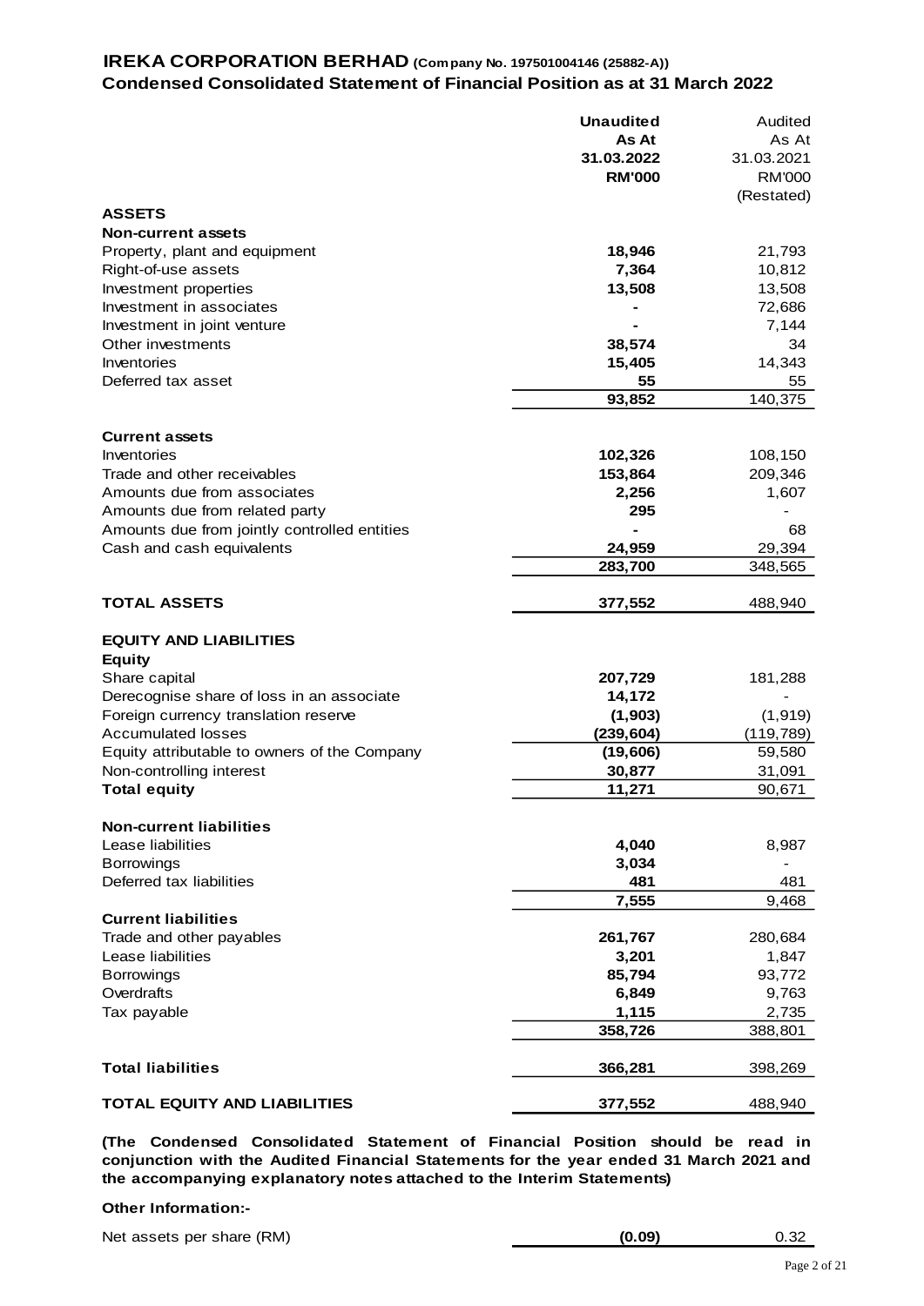# IREKA CORPORATION BERHAD (Company No. 197501004146 (25882-A))

## Condensed Consolidated Statement of Financial Position as at 31 March 2022

| | **Unaudited As At 31.03.2022 RM'000** | Audited As At 31.03.2021 RM'000 (Restated) |
|---|---|---|
| **ASSETS** | | |
| **Non-current assets** | | |
| Property, plant and equipment | **18,946** | 21,793 |
| Right-of-use assets | **7,364** | 10,812 |
| Investment properties | **13,508** | 13,508 |
| Investment in associates | **-** | 72,686 |
| Investment in joint venture | **-** | 7,144 |
| Other investments | **38,574** | 34 |
| Inventories | **15,405** | 14,343 |
| Deferred tax asset | **55** | 55 |
| | **93,852** | 140,375 |
| **Current assets** | | |
| Inventories | **102,326** | 108,150 |
| Trade and other receivables | **153,864** | 209,346 |
| Amounts due from associates | **2,256** | 1,607 |
| Amounts due from related party | **295** | - |
| Amounts due from jointly controlled entities | **-** | 68 |
| Cash and cash equivalents | **24,959** | 29,394 |
| | **283,700** | 348,565 |
| **TOTAL ASSETS** | **377,552** | 488,940 |
| **EQUITY AND LIABILITIES** | | |
| **Equity** | | |
| Share capital | **207,729** | 181,288 |
| Derecognise share of loss in an associate | **14,172** | - |
| Foreign currency translation reserve | **(1,903)** | (1,919) |
| Accumulated losses | **(239,604)** | (119,789) |
| Equity attributable to owners of the Company | **(19,606)** | 59,580 |
| Non-controlling interest | **30,877** | 31,091 |
| **Total equity** | **11,271** | 90,671 |
| **Non-current liabilities** | | |
| Lease liabilities | **4,040** | 8,987 |
| Borrowings | **3,034** | - |
| Deferred tax liabilities | **481** | 481 |
| | **7,555** | 9,468 |
| **Current liabilities** | | |
| Trade and other payables | **261,767** | 280,684 |
| Lease liabilities | **3,201** | 1,847 |
| Borrowings | **85,794** | 93,772 |
| Overdrafts | **6,849** | 9,763 |
| Tax payable | **1,115** | 2,735 |
| | **358,726** | 388,801 |
| **Total liabilities** | **366,281** | 398,269 |
| **TOTAL EQUITY AND LIABILITIES** | **377,552** | 488,940 |

**(The Condensed Consolidated Statement of Financial Position should be read in conjunction with the Audited Financial Statements for the year ended 31 March 2021 and the accompanying explanatory notes attached to the Interim Statements)**

**Other Information:-**

| | | |
|---|---|---|
| Net assets per share (RM) | **(0.09)** | 0.32 |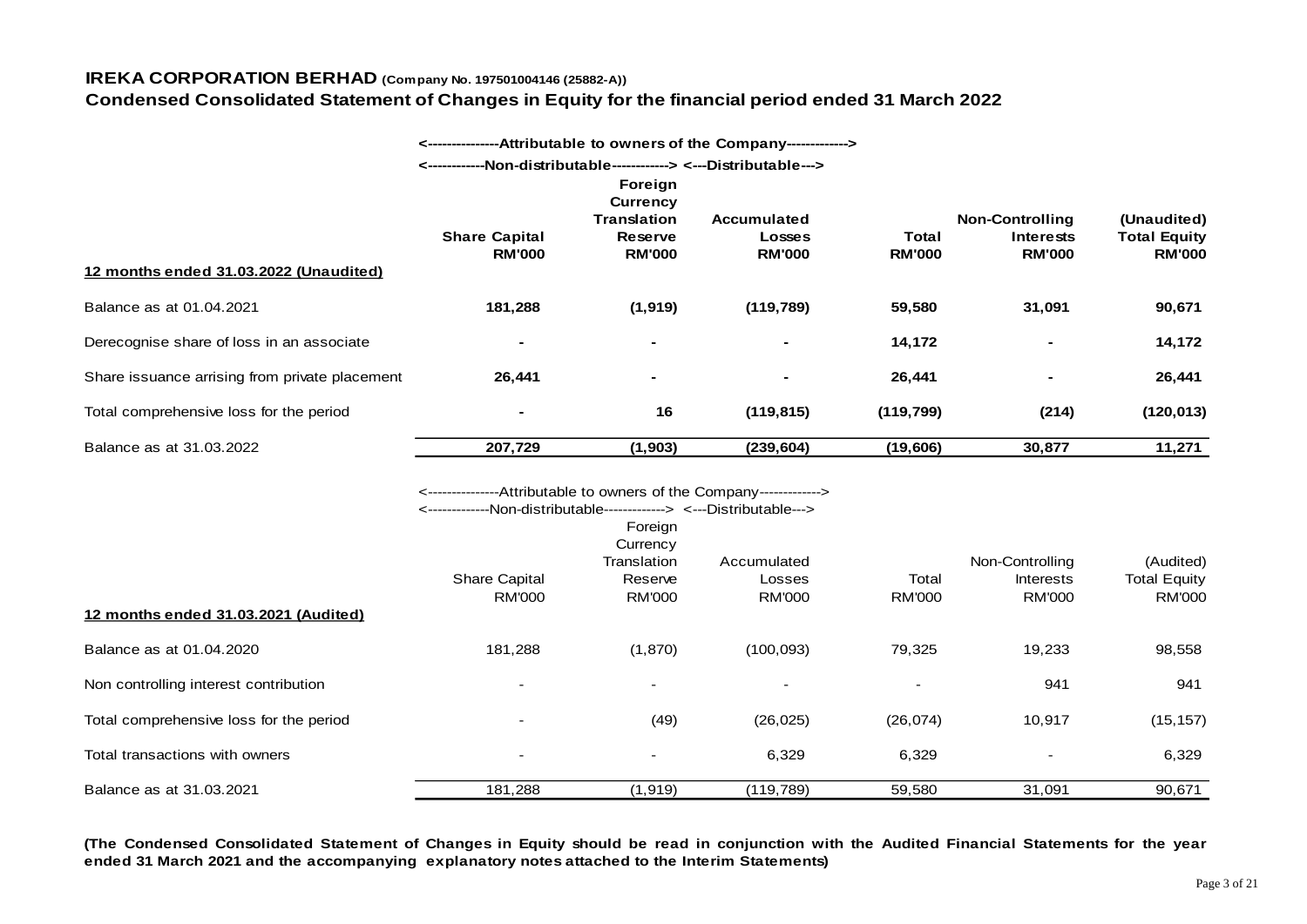**IREKA CORPORATION BERHAD (Company No. 197501004146 (25882-A))**

**Condensed Consolidated Statement of Changes in Equity for the financial period ended 31 March 2022**

| | <---Attributable to owners of the Company---> | | | | | |
|---|---|---|---|---|---|---|
| | <---Non-distributable---> | | <---Distributable---> | | | |
| | **Share Capital RM'000** | **Foreign Currency Translation Reserve RM'000** | **Accumulated Losses RM'000** | **Total RM'000** | **Non-Controlling Interests RM'000** | **(Unaudited) Total Equity RM'000** |
| **12 months ended 31.03.2022 (Unaudited)** | | | | | | |
| Balance as at 01.04.2021 | **181,288** | **(1,919)** | **(119,789)** | **59,580** | **31,091** | **90,671** |
| Derecognise share of loss in an associate | **-** | **-** | **-** | **14,172** | **-** | **14,172** |
| Share issuance arrising from private placement | **26,441** | **-** | **-** | **26,441** | **-** | **26,441** |
| Total comprehensive loss for the period | **-** | **16** | **(119,815)** | **(119,799)** | **(214)** | **(120,013)** |
| Balance as at 31.03.2022 | **207,729** | **(1,903)** | **(239,604)** | **(19,606)** | **30,877** | **11,271** |

| | <---Attributable to owners of the Company---> | | | | | |
|---|---|---|---|---|---|---|
| | <---Non-distributable---> | | <---Distributable---> | | | |
| | Share Capital RM'000 | Foreign Currency Translation Reserve RM'000 | Accumulated Losses RM'000 | Total RM'000 | Non-Controlling Interests RM'000 | (Audited) Total Equity RM'000 |
| **12 months ended 31.03.2021 (Audited)** | | | | | | |
| Balance as at 01.04.2020 | 181,288 | (1,870) | (100,093) | 79,325 | 19,233 | 98,558 |
| Non controlling interest contribution | - | - | - | - | 941 | 941 |
| Total comprehensive loss for the period | - | (49) | (26,025) | (26,074) | 10,917 | (15,157) |
| Total transactions with owners | - | - | 6,329 | 6,329 | - | 6,329 |
| Balance as at 31.03.2021 | 181,288 | (1,919) | (119,789) | 59,580 | 31,091 | 90,671 |

**(The Condensed Consolidated Statement of Changes in Equity should be read in conjunction with the Audited Financial Statements for the year ended 31 March 2021 and the accompanying explanatory notes attached to the Interim Statements)**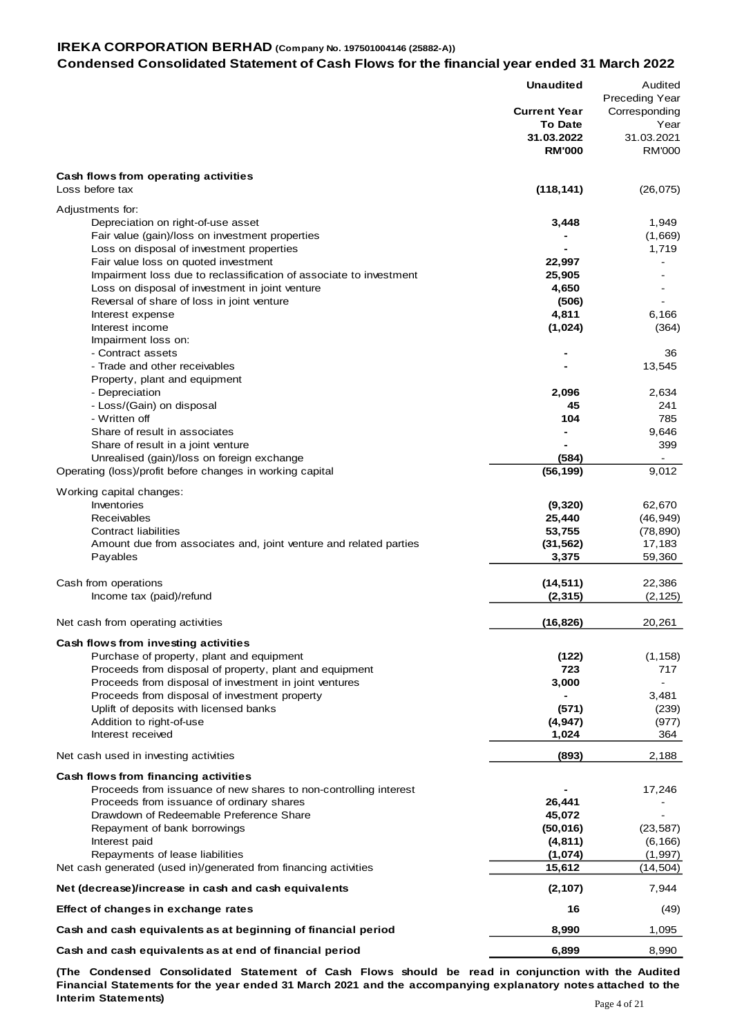# IREKA CORPORATION BERHAD (Company No. 197501004146 (25882-A))

## Condensed Consolidated Statement of Cash Flows for the financial year ended 31 March 2022

| | Unaudited Current Year To Date 31.03.2022 RM'000 | Audited Preceding Year Corresponding Year 31.03.2021 RM'000 |
|---|---|---|
| **Cash flows from operating activities** | | |
| Loss before tax | **(118,141)** | (26,075) |
| Adjustments for: | | |
| Depreciation on right-of-use asset | **3,448** | 1,949 |
| Fair value (gain)/loss on investment properties | **-** | (1,669) |
| Loss on disposal of investment properties | **-** | 1,719 |
| Fair value loss on quoted investment | **22,997** | - |
| Impairment loss due to reclassification of associate to investment | **25,905** | - |
| Loss on disposal of investment in joint venture | **4,650** | - |
| Reversal of share of loss in joint venture | **(506)** | - |
| Interest expense | **4,811** | 6,166 |
| Interest income | **(1,024)** | (364) |
| Impairment loss on: | | |
| - Contract assets | **-** | 36 |
| - Trade and other receivables | **-** | 13,545 |
| Property, plant and equipment | | |
| - Depreciation | **2,096** | 2,634 |
| - Loss/(Gain) on disposal | **45** | 241 |
| - Written off | **104** | 785 |
| Share of result in associates | **-** | 9,646 |
| Share of result in a joint venture | **-** | 399 |
| Unrealised (gain)/loss on foreign exchange | **(584)** | - |
| Operating (loss)/profit before changes in working capital | **(56,199)** | 9,012 |
| Working capital changes: | | |
| Inventories | **(9,320)** | 62,670 |
| Receivables | **25,440** | (46,949) |
| Contract liabilities | **53,755** | (78,890) |
| Amount due from associates and, joint venture and related parties | **(31,562)** | 17,183 |
| Payables | **3,375** | 59,360 |
| Cash from operations | **(14,511)** | 22,386 |
| Income tax (paid)/refund | **(2,315)** | (2,125) |
| Net cash from operating activities | **(16,826)** | 20,261 |
| **Cash flows from investing activities** | | |
| Purchase of property, plant and equipment | **(122)** | (1,158) |
| Proceeds from disposal of property, plant and equipment | **723** | 717 |
| Proceeds from disposal of investment in joint ventures | **3,000** | - |
| Proceeds from disposal of investment property | **-** | 3,481 |
| Uplift of deposits with licensed banks | **(571)** | (239) |
| Addition to right-of-use | **(4,947)** | (977) |
| Interest received | **1,024** | 364 |
| Net cash used in investing activities | **(893)** | 2,188 |
| **Cash flows from financing activities** | | |
| Proceeds from issuance of new shares to non-controlling interest | **-** | 17,246 |
| Proceeds from issuance of ordinary shares | **26,441** | - |
| Drawdown of Redeemable Preference Share | **45,072** | - |
| Repayment of bank borrowings | **(50,016)** | (23,587) |
| Interest paid | **(4,811)** | (6,166) |
| Repayments of lease liabilities | **(1,074)** | (1,997) |
| Net cash generated (used in)/generated from financing activities | **15,612** | (14,504) |
| **Net (decrease)/increase in cash and cash equivalents** | **(2,107)** | 7,944 |
| **Effect of changes in exchange rates** | **16** | (49) |
| **Cash and cash equivalents as at beginning of financial period** | **8,990** | 1,095 |
| **Cash and cash equivalents as at end of financial period** | **6,899** | 8,990 |

**(The Condensed Consolidated Statement of Cash Flows should be read in conjunction with the Audited Financial Statements for the year ended 31 March 2021 and the accompanying explanatory notes attached to the Interim Statements)**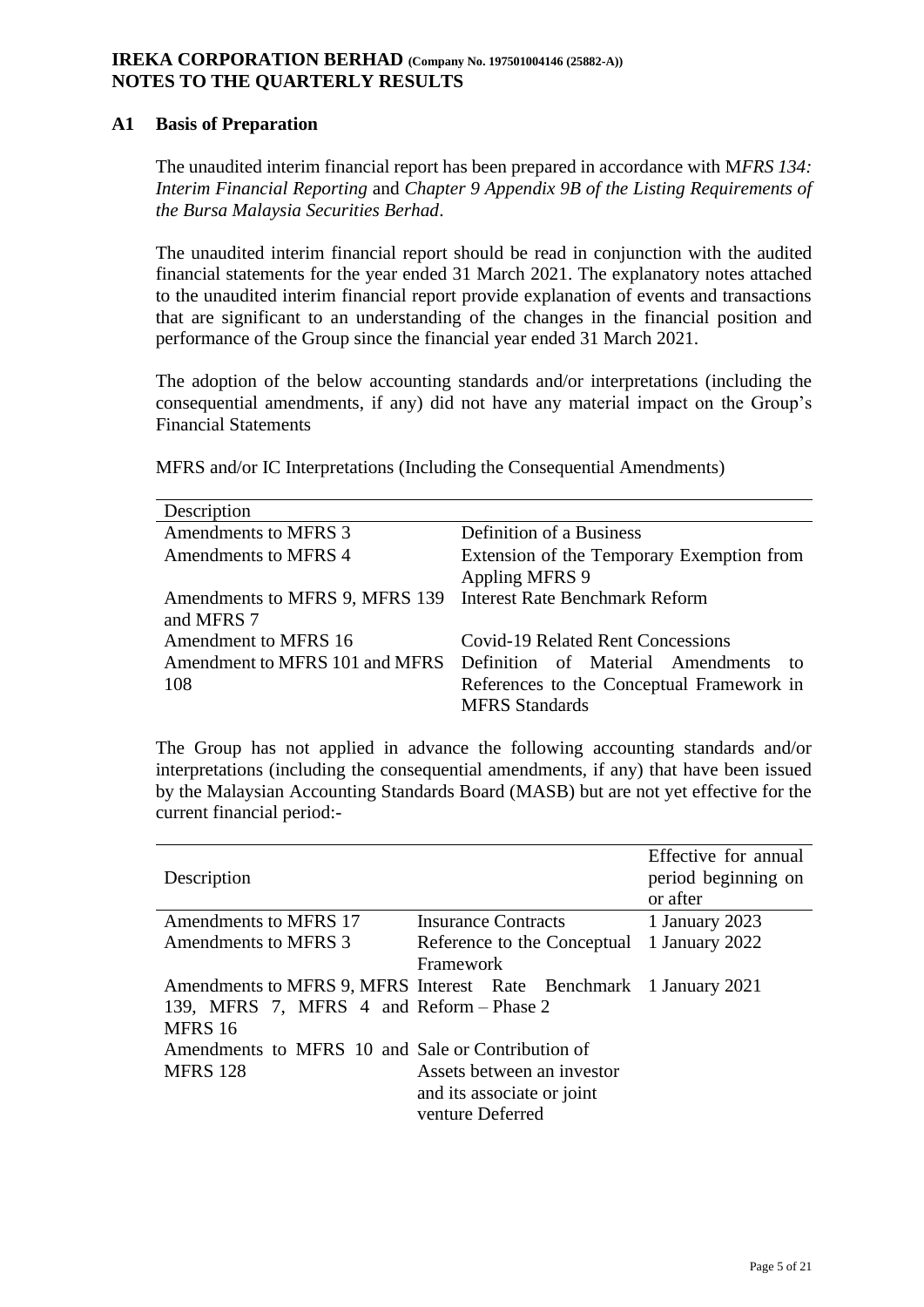**IREKA CORPORATION BERHAD (Company No. 197501004146 (25882-A))**
**NOTES TO THE QUARTERLY RESULTS**

## A1 Basis of Preparation

The unaudited interim financial report has been prepared in accordance with M*FRS 134: Interim Financial Reporting* and *Chapter 9 Appendix 9B of the Listing Requirements of the Bursa Malaysia Securities Berhad*.

The unaudited interim financial report should be read in conjunction with the audited financial statements for the year ended 31 March 2021. The explanatory notes attached to the unaudited interim financial report provide explanation of events and transactions that are significant to an understanding of the changes in the financial position and performance of the Group since the financial year ended 31 March 2021.

The adoption of the below accounting standards and/or interpretations (including the consequential amendments, if any) did not have any material impact on the Group's Financial Statements

MFRS and/or IC Interpretations (Including the Consequential Amendments)

| Description | |
|---|---|
| Amendments to MFRS 3 | Definition of a Business |
| Amendments to MFRS 4 | Extension of the Temporary Exemption from Appling MFRS 9 |
| Amendments to MFRS 9, MFRS 139 and MFRS 7 | Interest Rate Benchmark Reform |
| Amendment to MFRS 16 | Covid-19 Related Rent Concessions |
| Amendment to MFRS 101 and MFRS 108 | Definition of Material Amendments to References to the Conceptual Framework in MFRS Standards |

The Group has not applied in advance the following accounting standards and/or interpretations (including the consequential amendments, if any) that have been issued by the Malaysian Accounting Standards Board (MASB) but are not yet effective for the current financial period:-

| Description | | Effective for annual period beginning on or after |
|---|---|---|
| Amendments to MFRS 17 | Insurance Contracts | 1 January 2023 |
| Amendments to MFRS 3 | Reference to the Conceptual Framework | 1 January 2022 |
| Amendments to MFRS 9, MFRS 139, MFRS 7, MFRS 4 and MFRS 16 | Interest Rate Benchmark Reform – Phase 2 | 1 January 2021 |
| Amendments to MFRS 10 and MFRS 128 | Sale or Contribution of Assets between an investor and its associate or joint venture Deferred | |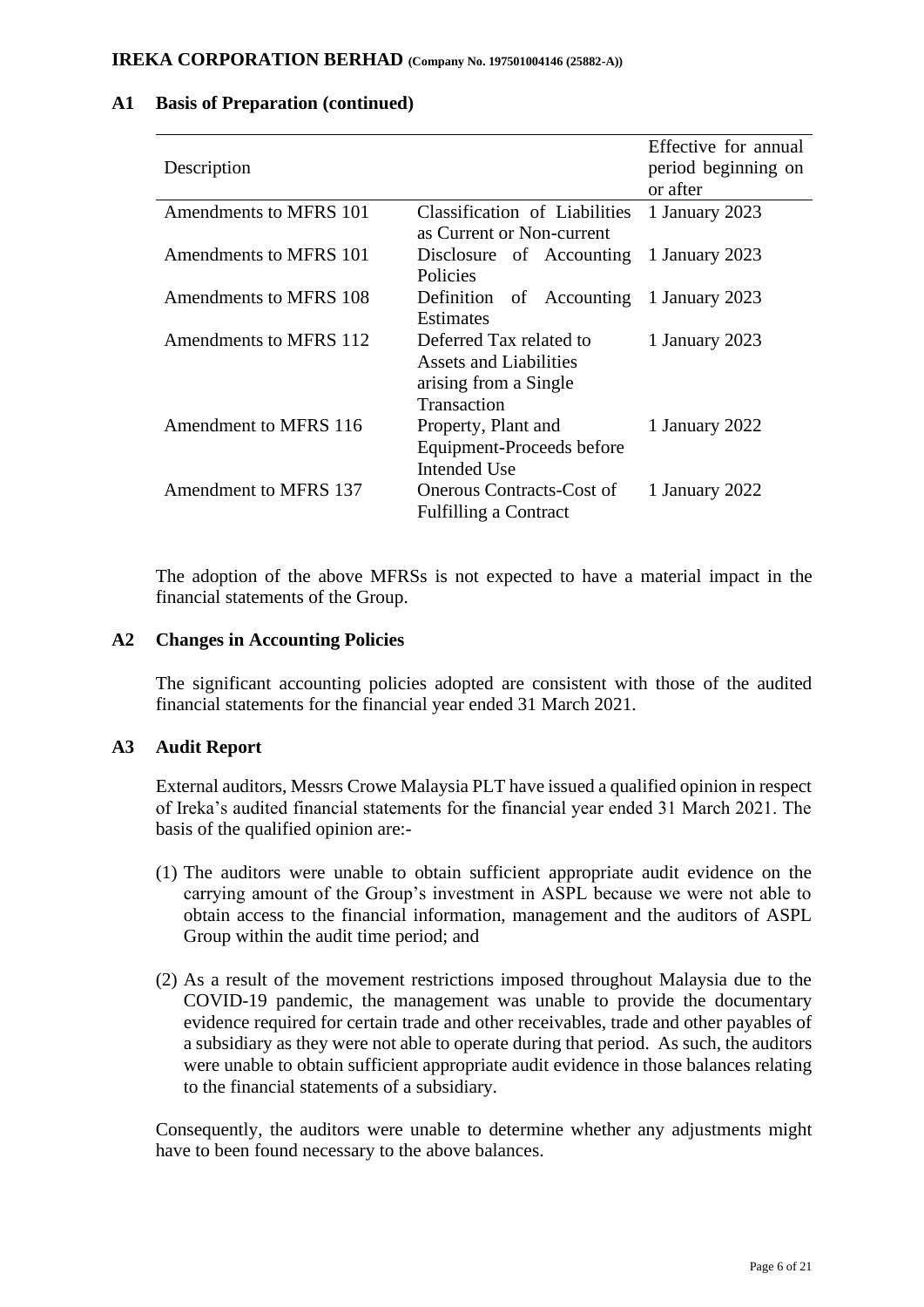## A1 Basis of Preparation (continued)

| Description | | Effective for annual period beginning on or after |
|---|---|---|
| Amendments to MFRS 101 | Classification of Liabilities as Current or Non-current | 1 January 2023 |
| Amendments to MFRS 101 | Disclosure of Accounting Policies | 1 January 2023 |
| Amendments to MFRS 108 | Definition of Accounting Estimates | 1 January 2023 |
| Amendments to MFRS 112 | Deferred Tax related to Assets and Liabilities arising from a Single Transaction | 1 January 2023 |
| Amendment to MFRS 116 | Property, Plant and Equipment-Proceeds before Intended Use | 1 January 2022 |
| Amendment to MFRS 137 | Onerous Contracts-Cost of Fulfilling a Contract | 1 January 2022 |

The adoption of the above MFRSs is not expected to have a material impact in the financial statements of the Group.

## A2 Changes in Accounting Policies

The significant accounting policies adopted are consistent with those of the audited financial statements for the financial year ended 31 March 2021.

## A3 Audit Report

External auditors, Messrs Crowe Malaysia PLT have issued a qualified opinion in respect of Ireka's audited financial statements for the financial year ended 31 March 2021. The basis of the qualified opinion are:-

(1) The auditors were unable to obtain sufficient appropriate audit evidence on the carrying amount of the Group's investment in ASPL because we were not able to obtain access to the financial information, management and the auditors of ASPL Group within the audit time period; and

(2) As a result of the movement restrictions imposed throughout Malaysia due to the COVID-19 pandemic, the management was unable to provide the documentary evidence required for certain trade and other receivables, trade and other payables of a subsidiary as they were not able to operate during that period. As such, the auditors were unable to obtain sufficient appropriate audit evidence in those balances relating to the financial statements of a subsidiary.

Consequently, the auditors were unable to determine whether any adjustments might have to been found necessary to the above balances.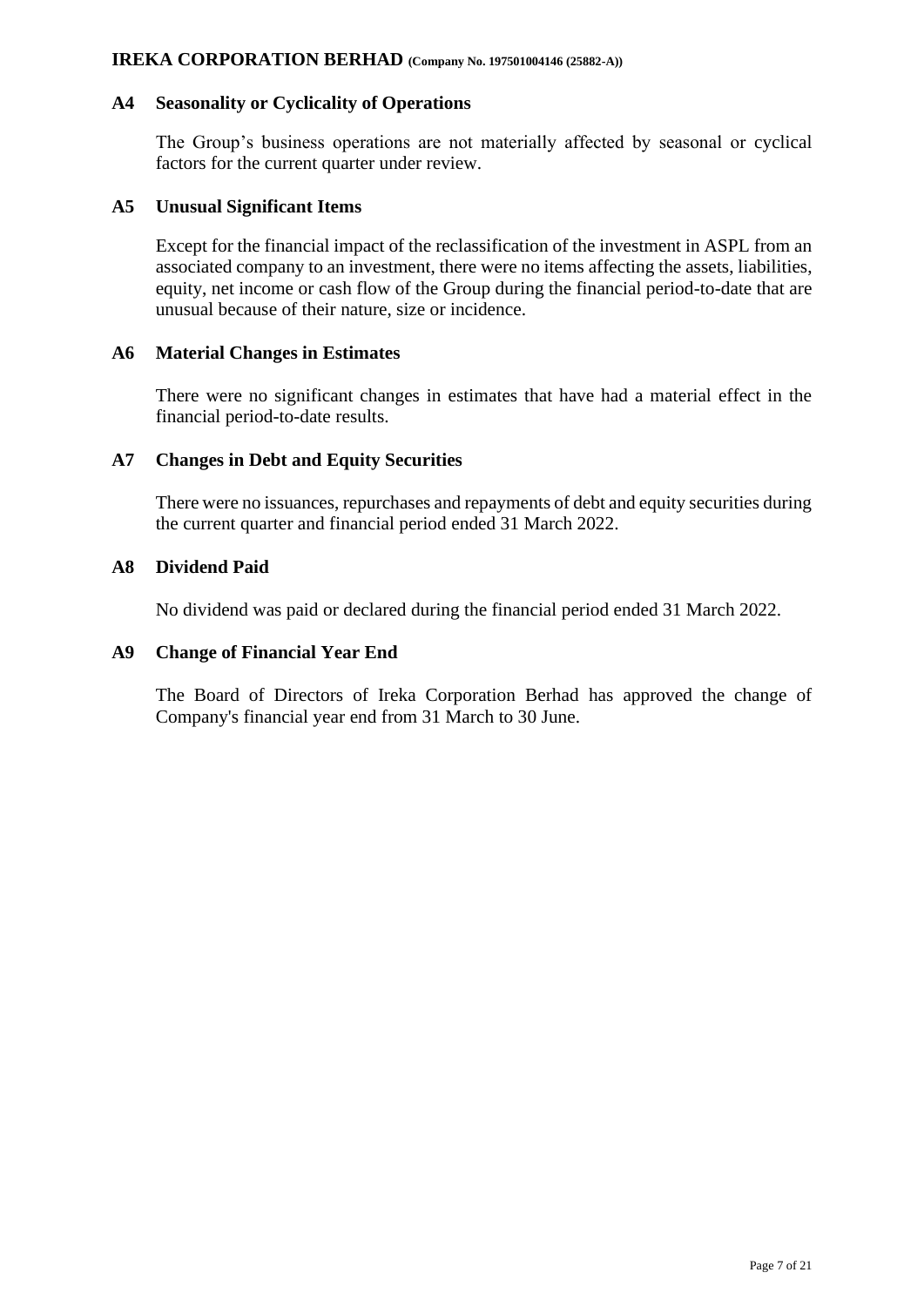## A4 Seasonality or Cyclicality of Operations

The Group's business operations are not materially affected by seasonal or cyclical factors for the current quarter under review.

## A5 Unusual Significant Items

Except for the financial impact of the reclassification of the investment in ASPL from an associated company to an investment, there were no items affecting the assets, liabilities, equity, net income or cash flow of the Group during the financial period-to-date that are unusual because of their nature, size or incidence.

## A6 Material Changes in Estimates

There were no significant changes in estimates that have had a material effect in the financial period-to-date results.

## A7 Changes in Debt and Equity Securities

There were no issuances, repurchases and repayments of debt and equity securities during the current quarter and financial period ended 31 March 2022.

## A8 Dividend Paid

No dividend was paid or declared during the financial period ended 31 March 2022.

## A9 Change of Financial Year End

The Board of Directors of Ireka Corporation Berhad has approved the change of Company's financial year end from 31 March to 30 June.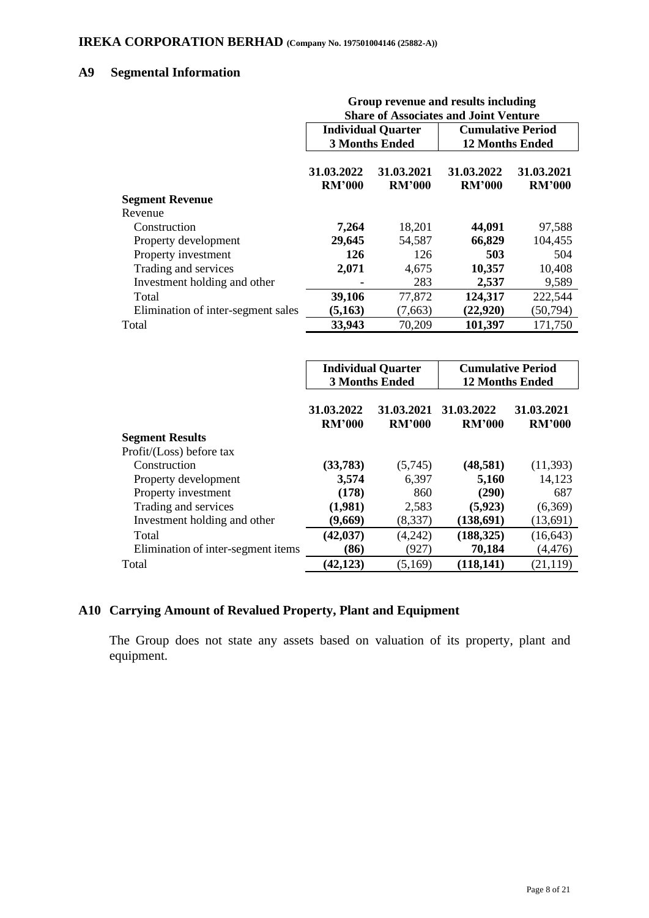## A9 Segmental Information

| | Group revenue and results including Share of Associates and Joint Venture | | | |
|---|---|---|---|---|
| | Individual Quarter 3 Months Ended | | Cumulative Period 12 Months Ended | |
| | 31.03.2022 RM'000 | 31.03.2021 RM'000 | 31.03.2022 RM'000 | 31.03.2021 RM'000 |
| **Segment Revenue** | | | | |
| Revenue | | | | |
| Construction | **7,264** | 18,201 | **44,091** | 97,588 |
| Property development | **29,645** | 54,587 | **66,829** | 104,455 |
| Property investment | **126** | 126 | **503** | 504 |
| Trading and services | **2,071** | 4,675 | **10,357** | 10,408 |
| Investment holding and other | **-** | 283 | **2,537** | 9,589 |
| Total | **39,106** | 77,872 | **124,317** | 222,544 |
| Elimination of inter-segment sales | **(5,163)** | (7,663) | **(22,920)** | (50,794) |
| Total | **33,943** | 70,209 | **101,397** | 171,750 |

| | Individual Quarter 3 Months Ended | | Cumulative Period 12 Months Ended | |
|---|---|---|---|---|
| | 31.03.2022 RM'000 | 31.03.2021 RM'000 | 31.03.2022 RM'000 | 31.03.2021 RM'000 |
| **Segment Results** | | | | |
| Profit/(Loss) before tax | | | | |
| Construction | **(33,783)** | (5,745) | **(48,581)** | (11,393) |
| Property development | **3,574** | 6,397 | **5,160** | 14,123 |
| Property investment | **(178)** | 860 | **(290)** | 687 |
| Trading and services | **(1,981)** | 2,583 | **(5,923)** | (6,369) |
| Investment holding and other | **(9,669)** | (8,337) | **(138,691)** | (13,691) |
| Total | **(42,037)** | (4,242) | **(188,325)** | (16,643) |
| Elimination of inter-segment items | **(86)** | (927) | **70,184** | (4,476) |
| Total | **(42,123)** | (5,169) | **(118,141)** | (21,119) |

## A10 Carrying Amount of Revalued Property, Plant and Equipment

The Group does not state any assets based on valuation of its property, plant and equipment.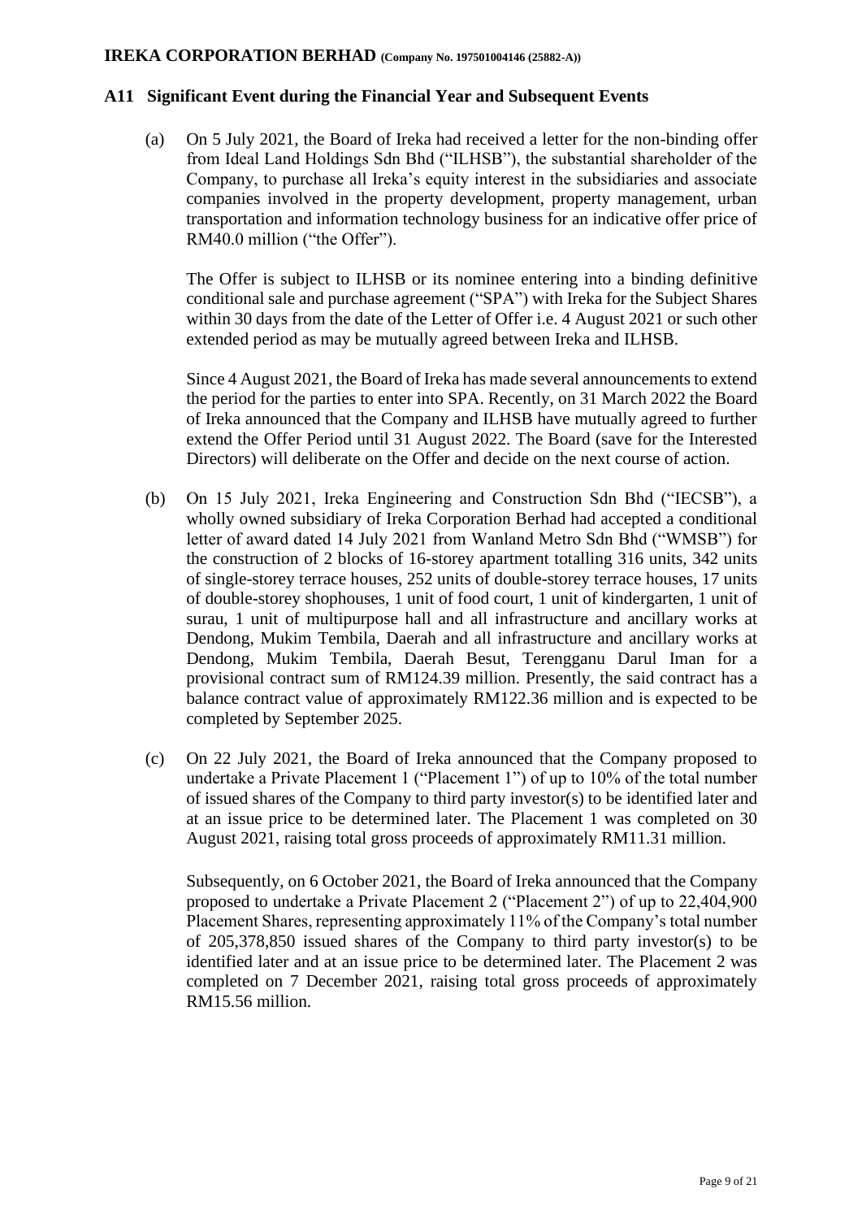## A11 Significant Event during the Financial Year and Subsequent Events

(a) On 5 July 2021, the Board of Ireka had received a letter for the non-binding offer from Ideal Land Holdings Sdn Bhd ("ILHSB"), the substantial shareholder of the Company, to purchase all Ireka's equity interest in the subsidiaries and associate companies involved in the property development, property management, urban transportation and information technology business for an indicative offer price of RM40.0 million ("the Offer").

The Offer is subject to ILHSB or its nominee entering into a binding definitive conditional sale and purchase agreement ("SPA") with Ireka for the Subject Shares within 30 days from the date of the Letter of Offer i.e. 4 August 2021 or such other extended period as may be mutually agreed between Ireka and ILHSB.

Since 4 August 2021, the Board of Ireka has made several announcements to extend the period for the parties to enter into SPA. Recently, on 31 March 2022 the Board of Ireka announced that the Company and ILHSB have mutually agreed to further extend the Offer Period until 31 August 2022. The Board (save for the Interested Directors) will deliberate on the Offer and decide on the next course of action.

(b) On 15 July 2021, Ireka Engineering and Construction Sdn Bhd ("IECSB"), a wholly owned subsidiary of Ireka Corporation Berhad had accepted a conditional letter of award dated 14 July 2021 from Wanland Metro Sdn Bhd ("WMSB") for the construction of 2 blocks of 16-storey apartment totalling 316 units, 342 units of single-storey terrace houses, 252 units of double-storey terrace houses, 17 units of double-storey shophouses, 1 unit of food court, 1 unit of kindergarten, 1 unit of surau, 1 unit of multipurpose hall and all infrastructure and ancillary works at Dendong, Mukim Tembila, Daerah and all infrastructure and ancillary works at Dendong, Mukim Tembila, Daerah Besut, Terengganu Darul Iman for a provisional contract sum of RM124.39 million. Presently, the said contract has a balance contract value of approximately RM122.36 million and is expected to be completed by September 2025.

(c) On 22 July 2021, the Board of Ireka announced that the Company proposed to undertake a Private Placement 1 ("Placement 1") of up to 10% of the total number of issued shares of the Company to third party investor(s) to be identified later and at an issue price to be determined later. The Placement 1 was completed on 30 August 2021, raising total gross proceeds of approximately RM11.31 million.

Subsequently, on 6 October 2021, the Board of Ireka announced that the Company proposed to undertake a Private Placement 2 ("Placement 2") of up to 22,404,900 Placement Shares, representing approximately 11% of the Company's total number of 205,378,850 issued shares of the Company to third party investor(s) to be identified later and at an issue price to be determined later. The Placement 2 was completed on 7 December 2021, raising total gross proceeds of approximately RM15.56 million.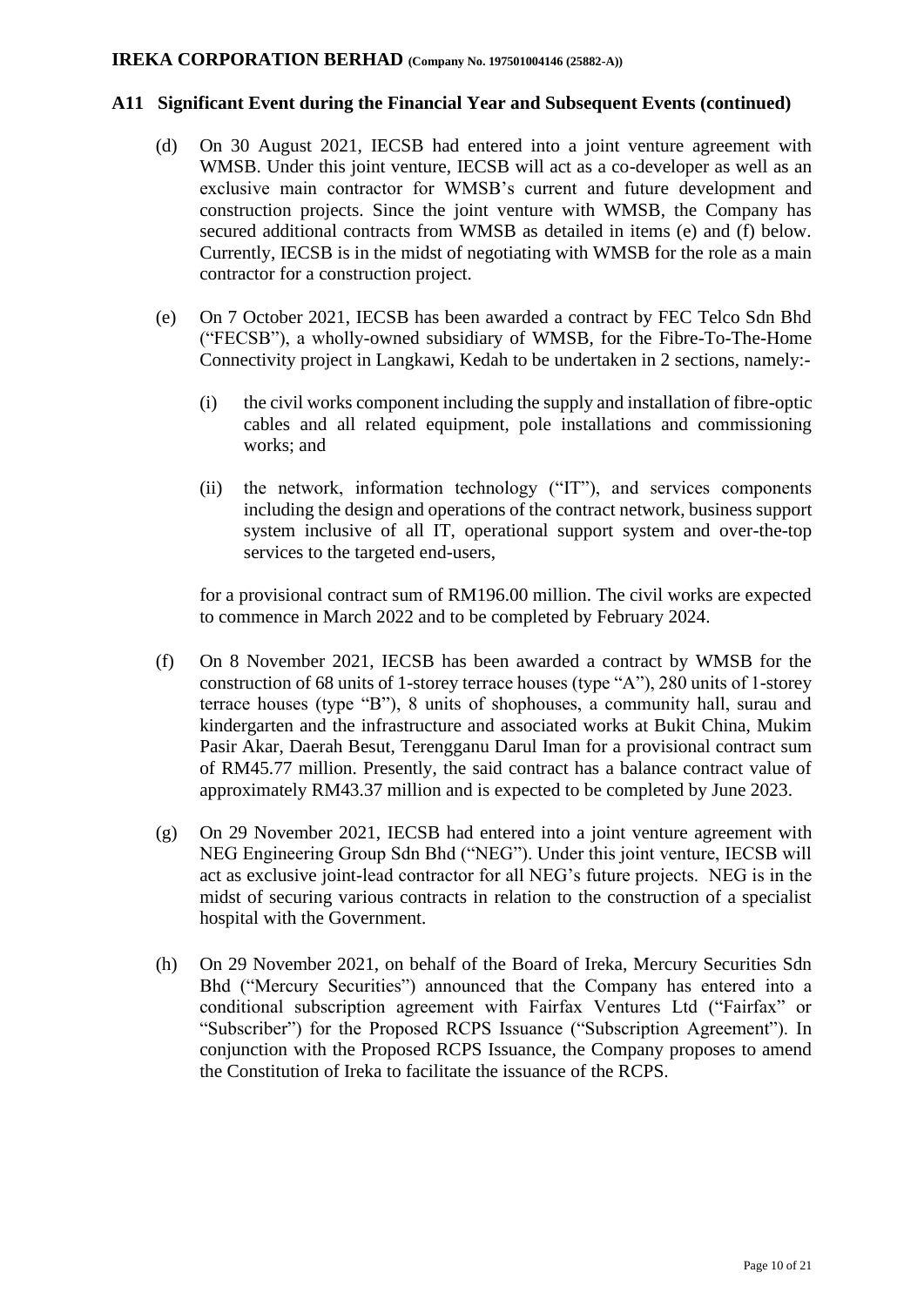**A11 Significant Event during the Financial Year and Subsequent Events (continued)**

(d) On 30 August 2021, IECSB had entered into a joint venture agreement with WMSB. Under this joint venture, IECSB will act as a co-developer as well as an exclusive main contractor for WMSB's current and future development and construction projects. Since the joint venture with WMSB, the Company has secured additional contracts from WMSB as detailed in items (e) and (f) below. Currently, IECSB is in the midst of negotiating with WMSB for the role as a main contractor for a construction project.

(e) On 7 October 2021, IECSB has been awarded a contract by FEC Telco Sdn Bhd ("FECSB"), a wholly-owned subsidiary of WMSB, for the Fibre-To-The-Home Connectivity project in Langkawi, Kedah to be undertaken in 2 sections, namely:-

   (i) the civil works component including the supply and installation of fibre-optic cables and all related equipment, pole installations and commissioning works; and

   (ii) the network, information technology ("IT"), and services components including the design and operations of the contract network, business support system inclusive of all IT, operational support system and over-the-top services to the targeted end-users,

   for a provisional contract sum of RM196.00 million. The civil works are expected to commence in March 2022 and to be completed by February 2024.

(f) On 8 November 2021, IECSB has been awarded a contract by WMSB for the construction of 68 units of 1-storey terrace houses (type "A"), 280 units of 1-storey terrace houses (type "B"), 8 units of shophouses, a community hall, surau and kindergarten and the infrastructure and associated works at Bukit China, Mukim Pasir Akar, Daerah Besut, Terengganu Darul Iman for a provisional contract sum of RM45.77 million. Presently, the said contract has a balance contract value of approximately RM43.37 million and is expected to be completed by June 2023.

(g) On 29 November 2021, IECSB had entered into a joint venture agreement with NEG Engineering Group Sdn Bhd ("NEG"). Under this joint venture, IECSB will act as exclusive joint-lead contractor for all NEG's future projects. NEG is in the midst of securing various contracts in relation to the construction of a specialist hospital with the Government.

(h) On 29 November 2021, on behalf of the Board of Ireka, Mercury Securities Sdn Bhd ("Mercury Securities") announced that the Company has entered into a conditional subscription agreement with Fairfax Ventures Ltd ("Fairfax" or "Subscriber") for the Proposed RCPS Issuance ("Subscription Agreement"). In conjunction with the Proposed RCPS Issuance, the Company proposes to amend the Constitution of Ireka to facilitate the issuance of the RCPS.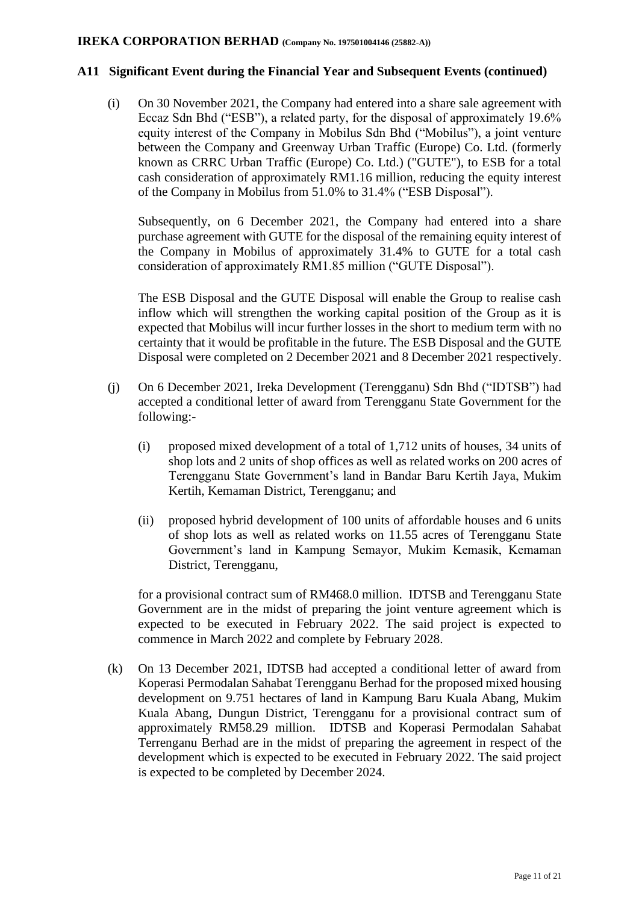## A11 Significant Event during the Financial Year and Subsequent Events (continued)

(i) On 30 November 2021, the Company had entered into a share sale agreement with Eccaz Sdn Bhd ("ESB"), a related party, for the disposal of approximately 19.6% equity interest of the Company in Mobilus Sdn Bhd ("Mobilus"), a joint venture between the Company and Greenway Urban Traffic (Europe) Co. Ltd. (formerly known as CRRC Urban Traffic (Europe) Co. Ltd.) ("GUTE"), to ESB for a total cash consideration of approximately RM1.16 million, reducing the equity interest of the Company in Mobilus from 51.0% to 31.4% ("ESB Disposal").

Subsequently, on 6 December 2021, the Company had entered into a share purchase agreement with GUTE for the disposal of the remaining equity interest of the Company in Mobilus of approximately 31.4% to GUTE for a total cash consideration of approximately RM1.85 million ("GUTE Disposal").

The ESB Disposal and the GUTE Disposal will enable the Group to realise cash inflow which will strengthen the working capital position of the Group as it is expected that Mobilus will incur further losses in the short to medium term with no certainty that it would be profitable in the future. The ESB Disposal and the GUTE Disposal were completed on 2 December 2021 and 8 December 2021 respectively.

(j) On 6 December 2021, Ireka Development (Terengganu) Sdn Bhd ("IDTSB") had accepted a conditional letter of award from Terengganu State Government for the following:-

(i) proposed mixed development of a total of 1,712 units of houses, 34 units of shop lots and 2 units of shop offices as well as related works on 200 acres of Terengganu State Government's land in Bandar Baru Kertih Jaya, Mukim Kertih, Kemaman District, Terengganu; and

(ii) proposed hybrid development of 100 units of affordable houses and 6 units of shop lots as well as related works on 11.55 acres of Terengganu State Government's land in Kampung Semayor, Mukim Kemasik, Kemaman District, Terengganu,

for a provisional contract sum of RM468.0 million. IDTSB and Terengganu State Government are in the midst of preparing the joint venture agreement which is expected to be executed in February 2022. The said project is expected to commence in March 2022 and complete by February 2028.

(k) On 13 December 2021, IDTSB had accepted a conditional letter of award from Koperasi Permodalan Sahabat Terengganu Berhad for the proposed mixed housing development on 9.751 hectares of land in Kampung Baru Kuala Abang, Mukim Kuala Abang, Dungun District, Terengganu for a provisional contract sum of approximately RM58.29 million. IDTSB and Koperasi Permodalan Sahabat Terrenganu Berhad are in the midst of preparing the agreement in respect of the development which is expected to be executed in February 2022. The said project is expected to be completed by December 2024.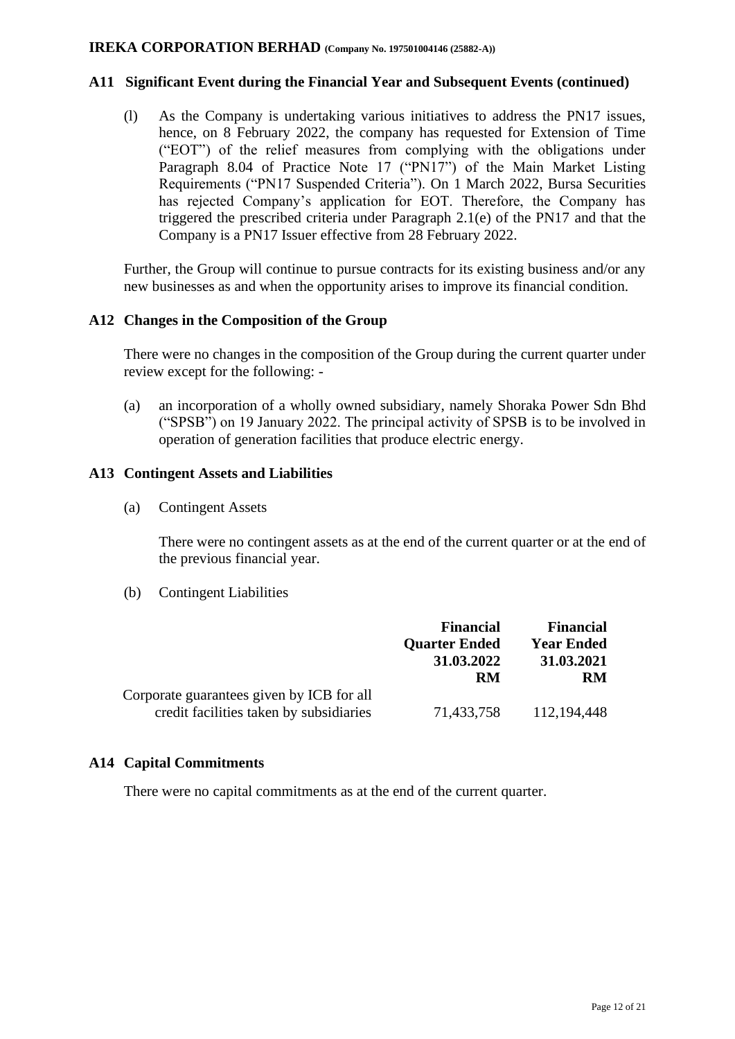## A11 Significant Event during the Financial Year and Subsequent Events (continued)

(l) As the Company is undertaking various initiatives to address the PN17 issues, hence, on 8 February 2022, the company has requested for Extension of Time ("EOT") of the relief measures from complying with the obligations under Paragraph 8.04 of Practice Note 17 ("PN17") of the Main Market Listing Requirements ("PN17 Suspended Criteria"). On 1 March 2022, Bursa Securities has rejected Company's application for EOT. Therefore, the Company has triggered the prescribed criteria under Paragraph 2.1(e) of the PN17 and that the Company is a PN17 Issuer effective from 28 February 2022.

Further, the Group will continue to pursue contracts for its existing business and/or any new businesses as and when the opportunity arises to improve its financial condition.

## A12 Changes in the Composition of the Group

There were no changes in the composition of the Group during the current quarter under review except for the following: -

(a) an incorporation of a wholly owned subsidiary, namely Shoraka Power Sdn Bhd ("SPSB") on 19 January 2022. The principal activity of SPSB is to be involved in operation of generation facilities that produce electric energy.

## A13 Contingent Assets and Liabilities

(a) Contingent Assets

There were no contingent assets as at the end of the current quarter or at the end of the previous financial year.

(b) Contingent Liabilities

| | Financial Quarter Ended 31.03.2022 RM | Financial Year Ended 31.03.2021 RM |
|---|---|---|
| Corporate guarantees given by ICB for all credit facilities taken by subsidiaries | 71,433,758 | 112,194,448 |

## A14 Capital Commitments

There were no capital commitments as at the end of the current quarter.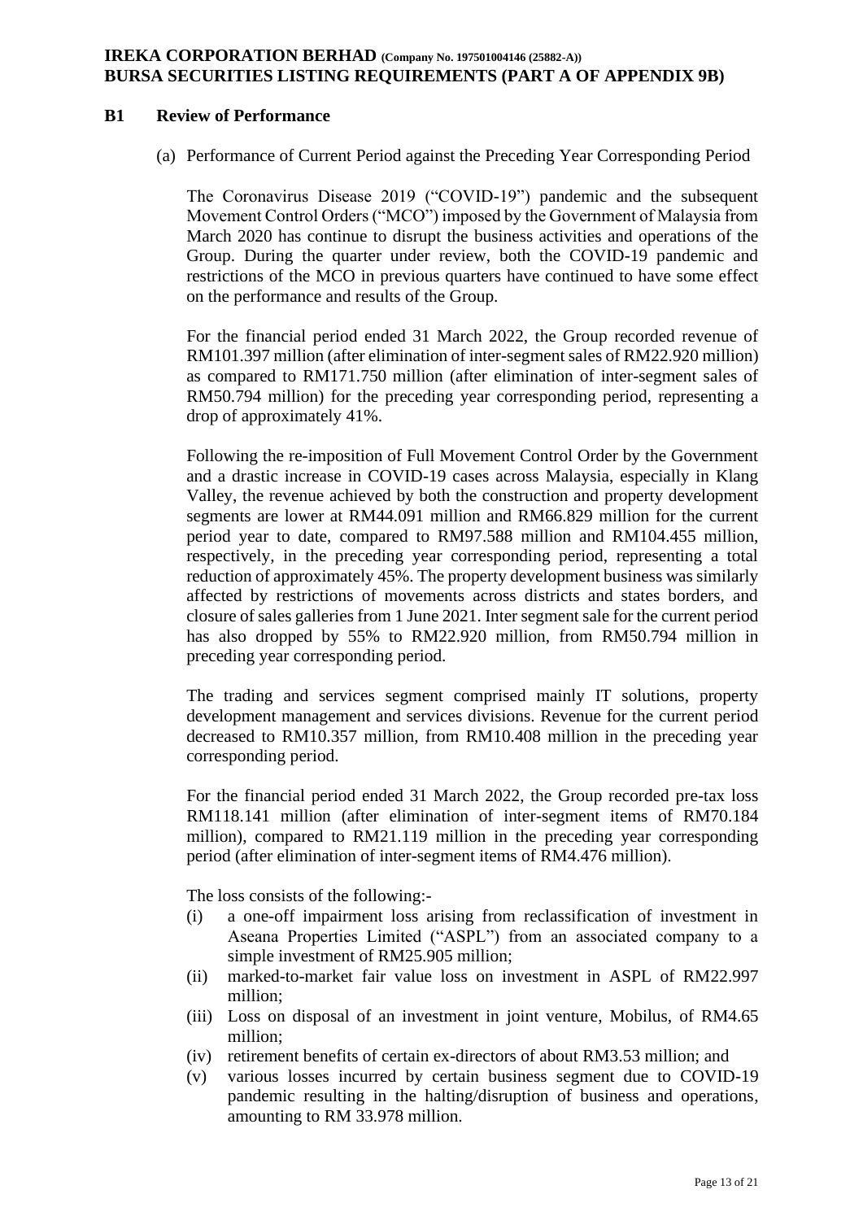## B1 Review of Performance

(a) Performance of Current Period against the Preceding Year Corresponding Period

The Coronavirus Disease 2019 ("COVID-19") pandemic and the subsequent Movement Control Orders ("MCO") imposed by the Government of Malaysia from March 2020 has continue to disrupt the business activities and operations of the Group. During the quarter under review, both the COVID-19 pandemic and restrictions of the MCO in previous quarters have continued to have some effect on the performance and results of the Group.

For the financial period ended 31 March 2022, the Group recorded revenue of RM101.397 million (after elimination of inter-segment sales of RM22.920 million) as compared to RM171.750 million (after elimination of inter-segment sales of RM50.794 million) for the preceding year corresponding period, representing a drop of approximately 41%.

Following the re-imposition of Full Movement Control Order by the Government and a drastic increase in COVID-19 cases across Malaysia, especially in Klang Valley, the revenue achieved by both the construction and property development segments are lower at RM44.091 million and RM66.829 million for the current period year to date, compared to RM97.588 million and RM104.455 million, respectively, in the preceding year corresponding period, representing a total reduction of approximately 45%. The property development business was similarly affected by restrictions of movements across districts and states borders, and closure of sales galleries from 1 June 2021. Inter segment sale for the current period has also dropped by 55% to RM22.920 million, from RM50.794 million in preceding year corresponding period.

The trading and services segment comprised mainly IT solutions, property development management and services divisions. Revenue for the current period decreased to RM10.357 million, from RM10.408 million in the preceding year corresponding period.

For the financial period ended 31 March 2022, the Group recorded pre-tax loss RM118.141 million (after elimination of inter-segment items of RM70.184 million), compared to RM21.119 million in the preceding year corresponding period (after elimination of inter-segment items of RM4.476 million).

The loss consists of the following:-

(i) a one-off impairment loss arising from reclassification of investment in Aseana Properties Limited ("ASPL") from an associated company to a simple investment of RM25.905 million;

(ii) marked-to-market fair value loss on investment in ASPL of RM22.997 million;

(iii) Loss on disposal of an investment in joint venture, Mobilus, of RM4.65 million;

(iv) retirement benefits of certain ex-directors of about RM3.53 million; and

(v) various losses incurred by certain business segment due to COVID-19 pandemic resulting in the halting/disruption of business and operations, amounting to RM 33.978 million.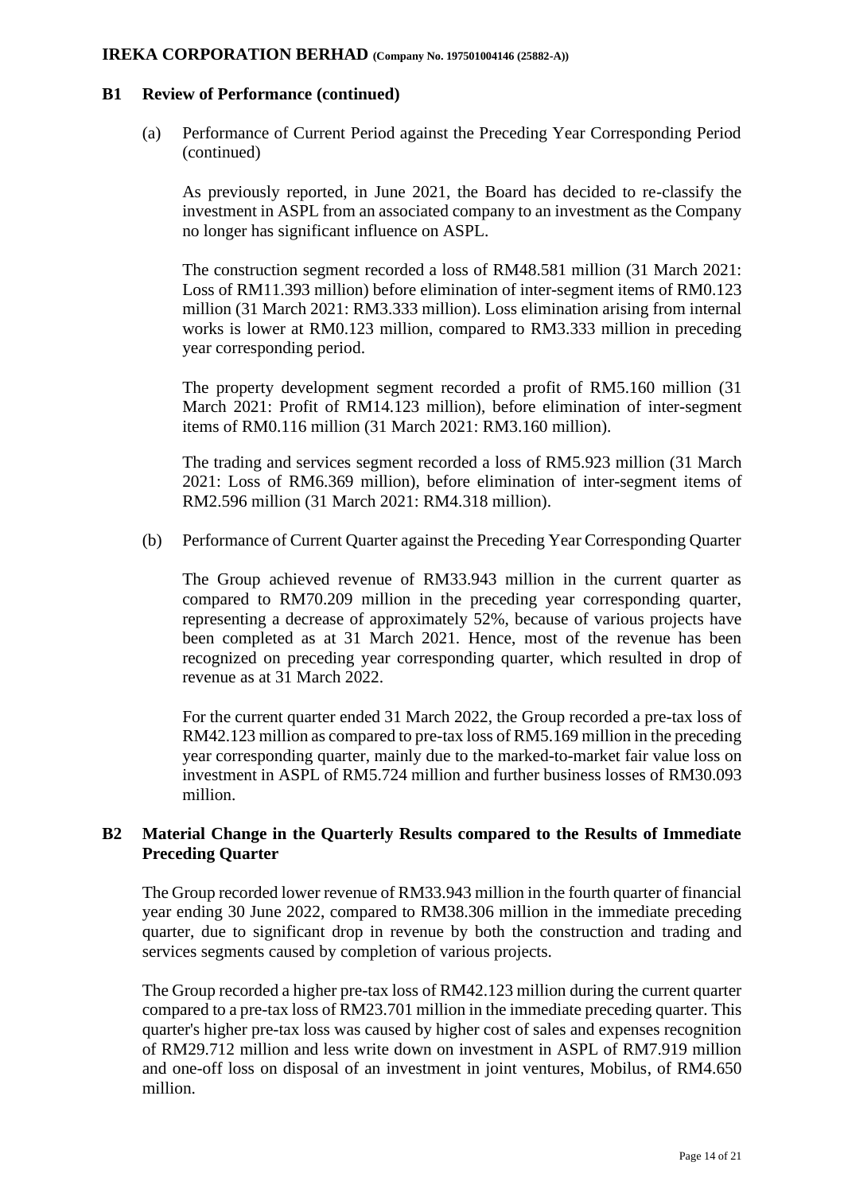## B1 Review of Performance (continued)

(a) Performance of Current Period against the Preceding Year Corresponding Period (continued)

As previously reported, in June 2021, the Board has decided to re-classify the investment in ASPL from an associated company to an investment as the Company no longer has significant influence on ASPL.

The construction segment recorded a loss of RM48.581 million (31 March 2021: Loss of RM11.393 million) before elimination of inter-segment items of RM0.123 million (31 March 2021: RM3.333 million). Loss elimination arising from internal works is lower at RM0.123 million, compared to RM3.333 million in preceding year corresponding period.

The property development segment recorded a profit of RM5.160 million (31 March 2021: Profit of RM14.123 million), before elimination of inter-segment items of RM0.116 million (31 March 2021: RM3.160 million).

The trading and services segment recorded a loss of RM5.923 million (31 March 2021: Loss of RM6.369 million), before elimination of inter-segment items of RM2.596 million (31 March 2021: RM4.318 million).

(b) Performance of Current Quarter against the Preceding Year Corresponding Quarter

The Group achieved revenue of RM33.943 million in the current quarter as compared to RM70.209 million in the preceding year corresponding quarter, representing a decrease of approximately 52%, because of various projects have been completed as at 31 March 2021. Hence, most of the revenue has been recognized on preceding year corresponding quarter, which resulted in drop of revenue as at 31 March 2022.

For the current quarter ended 31 March 2022, the Group recorded a pre-tax loss of RM42.123 million as compared to pre-tax loss of RM5.169 million in the preceding year corresponding quarter, mainly due to the marked-to-market fair value loss on investment in ASPL of RM5.724 million and further business losses of RM30.093 million.

## B2 Material Change in the Quarterly Results compared to the Results of Immediate Preceding Quarter

The Group recorded lower revenue of RM33.943 million in the fourth quarter of financial year ending 30 June 2022, compared to RM38.306 million in the immediate preceding quarter, due to significant drop in revenue by both the construction and trading and services segments caused by completion of various projects.

The Group recorded a higher pre-tax loss of RM42.123 million during the current quarter compared to a pre-tax loss of RM23.701 million in the immediate preceding quarter. This quarter's higher pre-tax loss was caused by higher cost of sales and expenses recognition of RM29.712 million and less write down on investment in ASPL of RM7.919 million and one-off loss on disposal of an investment in joint ventures, Mobilus, of RM4.650 million.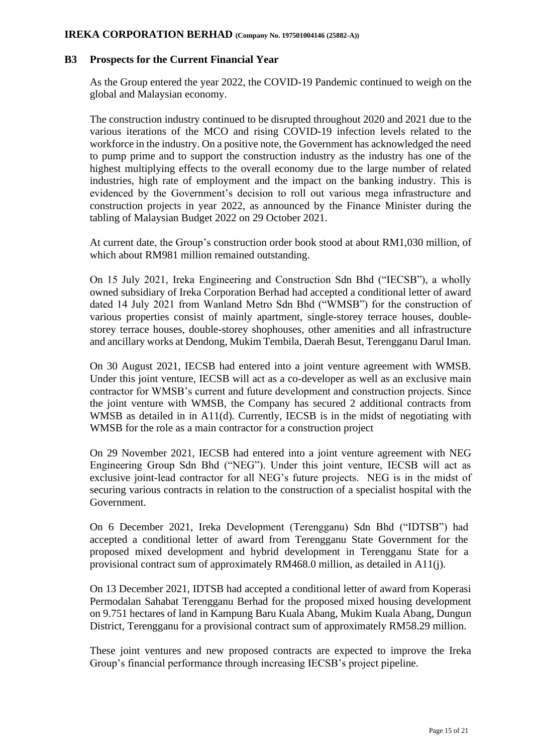### B3 Prospects for the Current Financial Year

As the Group entered the year 2022, the COVID-19 Pandemic continued to weigh on the global and Malaysian economy.

The construction industry continued to be disrupted throughout 2020 and 2021 due to the various iterations of the MCO and rising COVID-19 infection levels related to the workforce in the industry. On a positive note, the Government has acknowledged the need to pump prime and to support the construction industry as the industry has one of the highest multiplying effects to the overall economy due to the large number of related industries, high rate of employment and the impact on the banking industry. This is evidenced by the Government's decision to roll out various mega infrastructure and construction projects in year 2022, as announced by the Finance Minister during the tabling of Malaysian Budget 2022 on 29 October 2021.

At current date, the Group's construction order book stood at about RM1,030 million, of which about RM981 million remained outstanding.

On 15 July 2021, Ireka Engineering and Construction Sdn Bhd ("IECSB"), a wholly owned subsidiary of Ireka Corporation Berhad had accepted a conditional letter of award dated 14 July 2021 from Wanland Metro Sdn Bhd ("WMSB") for the construction of various properties consist of mainly apartment, single-storey terrace houses, double-storey terrace houses, double-storey shophouses, other amenities and all infrastructure and ancillary works at Dendong, Mukim Tembila, Daerah Besut, Terengganu Darul Iman.

On 30 August 2021, IECSB had entered into a joint venture agreement with WMSB. Under this joint venture, IECSB will act as a co-developer as well as an exclusive main contractor for WMSB's current and future development and construction projects. Since the joint venture with WMSB, the Company has secured 2 additional contracts from WMSB as detailed in in A11(d). Currently, IECSB is in the midst of negotiating with WMSB for the role as a main contractor for a construction project

On 29 November 2021, IECSB had entered into a joint venture agreement with NEG Engineering Group Sdn Bhd ("NEG"). Under this joint venture, IECSB will act as exclusive joint-lead contractor for all NEG's future projects. NEG is in the midst of securing various contracts in relation to the construction of a specialist hospital with the Government.

On 6 December 2021, Ireka Development (Terengganu) Sdn Bhd ("IDTSB") had accepted a conditional letter of award from Terengganu State Government for the proposed mixed development and hybrid development in Terengganu State for a provisional contract sum of approximately RM468.0 million, as detailed in A11(j).

On 13 December 2021, IDTSB had accepted a conditional letter of award from Koperasi Permodalan Sahabat Terengganu Berhad for the proposed mixed housing development on 9.751 hectares of land in Kampung Baru Kuala Abang, Mukim Kuala Abang, Dungun District, Terengganu for a provisional contract sum of approximately RM58.29 million.

These joint ventures and new proposed contracts are expected to improve the Ireka Group's financial performance through increasing IECSB's project pipeline.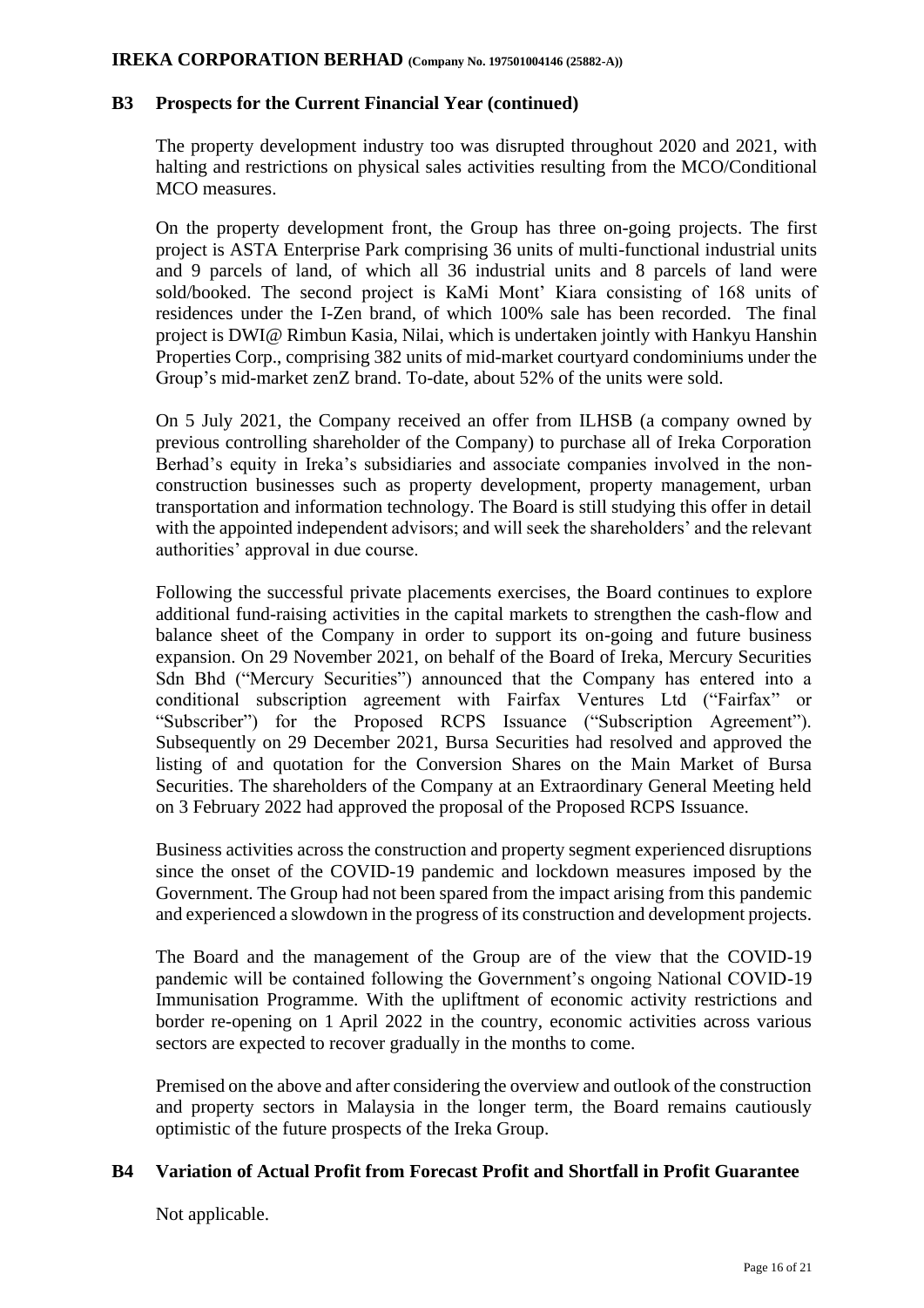### B3 Prospects for the Current Financial Year (continued)

The property development industry too was disrupted throughout 2020 and 2021, with halting and restrictions on physical sales activities resulting from the MCO/Conditional MCO measures.

On the property development front, the Group has three on-going projects. The first project is ASTA Enterprise Park comprising 36 units of multi-functional industrial units and 9 parcels of land, of which all 36 industrial units and 8 parcels of land were sold/booked. The second project is KaMi Mont' Kiara consisting of 168 units of residences under the I-Zen brand, of which 100% sale has been recorded. The final project is DWI@ Rimbun Kasia, Nilai, which is undertaken jointly with Hankyu Hanshin Properties Corp., comprising 382 units of mid-market courtyard condominiums under the Group's mid-market zenZ brand. To-date, about 52% of the units were sold.

On 5 July 2021, the Company received an offer from ILHSB (a company owned by previous controlling shareholder of the Company) to purchase all of Ireka Corporation Berhad's equity in Ireka's subsidiaries and associate companies involved in the non-construction businesses such as property development, property management, urban transportation and information technology. The Board is still studying this offer in detail with the appointed independent advisors; and will seek the shareholders' and the relevant authorities' approval in due course.

Following the successful private placements exercises, the Board continues to explore additional fund-raising activities in the capital markets to strengthen the cash-flow and balance sheet of the Company in order to support its on-going and future business expansion. On 29 November 2021, on behalf of the Board of Ireka, Mercury Securities Sdn Bhd ("Mercury Securities") announced that the Company has entered into a conditional subscription agreement with Fairfax Ventures Ltd ("Fairfax" or "Subscriber") for the Proposed RCPS Issuance ("Subscription Agreement"). Subsequently on 29 December 2021, Bursa Securities had resolved and approved the listing of and quotation for the Conversion Shares on the Main Market of Bursa Securities. The shareholders of the Company at an Extraordinary General Meeting held on 3 February 2022 had approved the proposal of the Proposed RCPS Issuance.

Business activities across the construction and property segment experienced disruptions since the onset of the COVID-19 pandemic and lockdown measures imposed by the Government. The Group had not been spared from the impact arising from this pandemic and experienced a slowdown in the progress of its construction and development projects.

The Board and the management of the Group are of the view that the COVID-19 pandemic will be contained following the Government's ongoing National COVID-19 Immunisation Programme. With the upliftment of economic activity restrictions and border re-opening on 1 April 2022 in the country, economic activities across various sectors are expected to recover gradually in the months to come.

Premised on the above and after considering the overview and outlook of the construction and property sectors in Malaysia in the longer term, the Board remains cautiously optimistic of the future prospects of the Ireka Group.

### B4 Variation of Actual Profit from Forecast Profit and Shortfall in Profit Guarantee

Not applicable.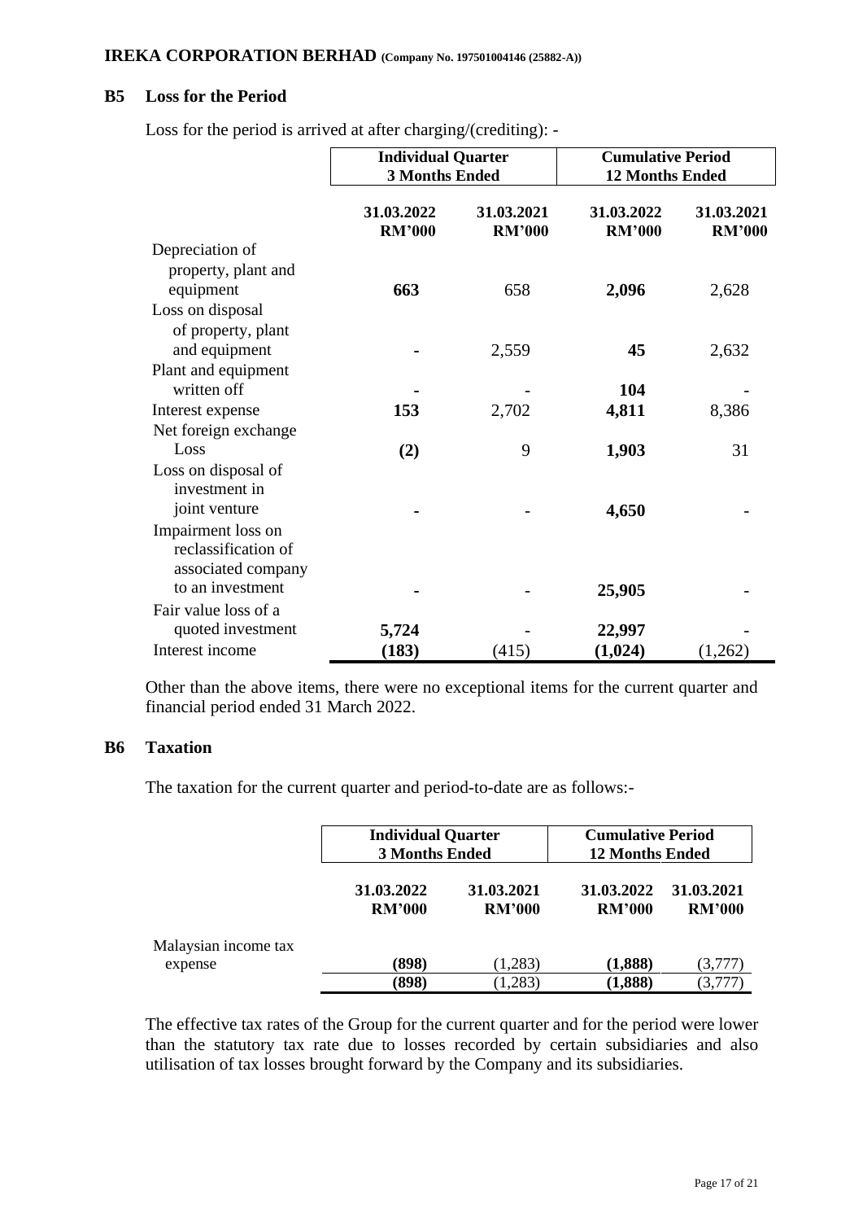## B5 Loss for the Period

Loss for the period is arrived at after charging/(crediting): -

| | Individual Quarter 3 Months Ended | | Cumulative Period 12 Months Ended | |
|---|---|---|---|---|
| | **31.03.2022 RM'000** | **31.03.2021 RM'000** | **31.03.2022 RM'000** | **31.03.2021 RM'000** |
| Depreciation of property, plant and equipment | **663** | 658 | **2,096** | 2,628 |
| Loss on disposal of property, plant and equipment | **-** | 2,559 | **45** | 2,632 |
| Plant and equipment written off | **-** | - | **104** | - |
| Interest expense | **153** | 2,702 | **4,811** | 8,386 |
| Net foreign exchange Loss | **(2)** | 9 | **1,903** | 31 |
| Loss on disposal of investment in joint venture | **-** | - | **4,650** | - |
| Impairment loss on reclassification of associated company to an investment | **-** | - | **25,905** | - |
| Fair value loss of a quoted investment | **5,724** | - | **22,997** | - |
| Interest income | **(183)** | (415) | **(1,024)** | (1,262) |

Other than the above items, there were no exceptional items for the current quarter and financial period ended 31 March 2022.

## B6 Taxation

The taxation for the current quarter and period-to-date are as follows:-

| | Individual Quarter 3 Months Ended | | Cumulative Period 12 Months Ended | |
|---|---|---|---|---|
| | **31.03.2022 RM'000** | **31.03.2021 RM'000** | **31.03.2022 RM'000** | **31.03.2021 RM'000** |
| Malaysian income tax expense | **(898)** | (1,283) | **(1,888)** | (3,777) |
| | **(898)** | (1,283) | **(1,888)** | (3,777) |

The effective tax rates of the Group for the current quarter and for the period were lower than the statutory tax rate due to losses recorded by certain subsidiaries and also utilisation of tax losses brought forward by the Company and its subsidiaries.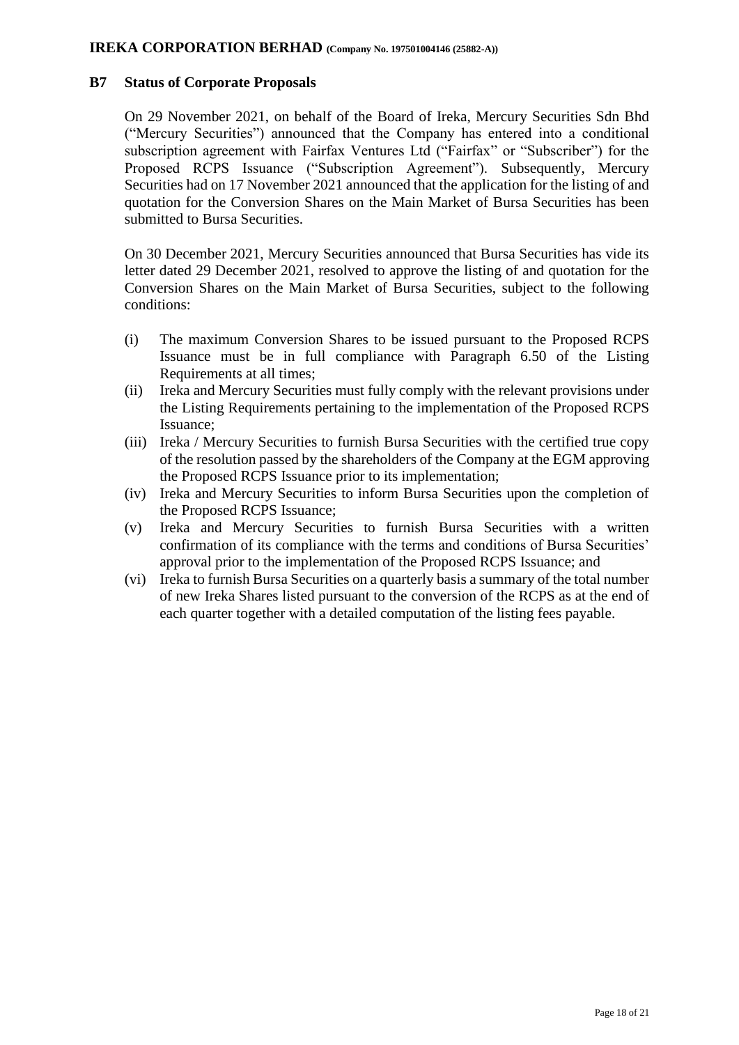## B7 Status of Corporate Proposals

On 29 November 2021, on behalf of the Board of Ireka, Mercury Securities Sdn Bhd ("Mercury Securities") announced that the Company has entered into a conditional subscription agreement with Fairfax Ventures Ltd ("Fairfax" or "Subscriber") for the Proposed RCPS Issuance ("Subscription Agreement"). Subsequently, Mercury Securities had on 17 November 2021 announced that the application for the listing of and quotation for the Conversion Shares on the Main Market of Bursa Securities has been submitted to Bursa Securities.

On 30 December 2021, Mercury Securities announced that Bursa Securities has vide its letter dated 29 December 2021, resolved to approve the listing of and quotation for the Conversion Shares on the Main Market of Bursa Securities, subject to the following conditions:

(i) The maximum Conversion Shares to be issued pursuant to the Proposed RCPS Issuance must be in full compliance with Paragraph 6.50 of the Listing Requirements at all times;

(ii) Ireka and Mercury Securities must fully comply with the relevant provisions under the Listing Requirements pertaining to the implementation of the Proposed RCPS Issuance;

(iii) Ireka / Mercury Securities to furnish Bursa Securities with the certified true copy of the resolution passed by the shareholders of the Company at the EGM approving the Proposed RCPS Issuance prior to its implementation;

(iv) Ireka and Mercury Securities to inform Bursa Securities upon the completion of the Proposed RCPS Issuance;

(v) Ireka and Mercury Securities to furnish Bursa Securities with a written confirmation of its compliance with the terms and conditions of Bursa Securities' approval prior to the implementation of the Proposed RCPS Issuance; and

(vi) Ireka to furnish Bursa Securities on a quarterly basis a summary of the total number of new Ireka Shares listed pursuant to the conversion of the RCPS as at the end of each quarter together with a detailed computation of the listing fees payable.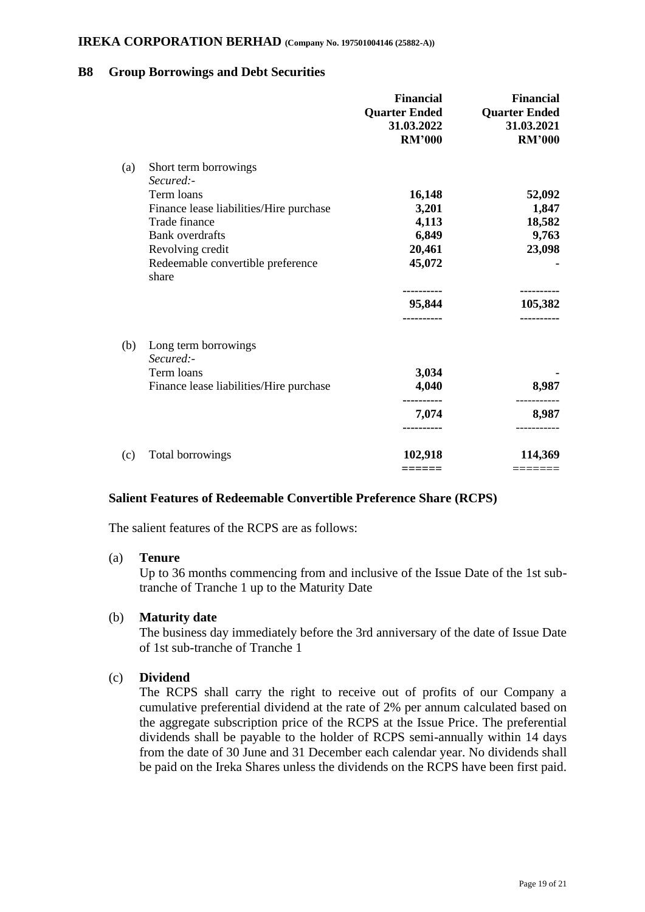## B8 Group Borrowings and Debt Securities

| | | Financial Quarter Ended 31.03.2022 RM'000 | Financial Quarter Ended 31.03.2021 RM'000 |
|---|---|---|---|
| (a) | Short term borrowings | | |
| | *Secured:-* | | |
| | Term loans | **16,148** | **52,092** |
| | Finance lease liabilities/Hire purchase | **3,201** | **1,847** |
| | Trade finance | **4,113** | **18,582** |
| | Bank overdrafts | **6,849** | **9,763** |
| | Revolving credit | **20,461** | **23,098** |
| | Redeemable convertible preference share | **45,072** | **-** |
| | | **95,844** | **105,382** |
| (b) | Long term borrowings | | |
| | *Secured:-* | | |
| | Term loans | **3,034** | **-** |
| | Finance lease liabilities/Hire purchase | **4,040** | **8,987** |
| | | **7,074** | **8,987** |
| (c) | Total borrowings | **102,918** | **114,369** |

### Salient Features of Redeemable Convertible Preference Share (RCPS)

The salient features of the RCPS are as follows:

(a) **Tenure**
Up to 36 months commencing from and inclusive of the Issue Date of the 1st sub-tranche of Tranche 1 up to the Maturity Date

(b) **Maturity date**
The business day immediately before the 3rd anniversary of the date of Issue Date of 1st sub-tranche of Tranche 1

(c) **Dividend**
The RCPS shall carry the right to receive out of profits of our Company a cumulative preferential dividend at the rate of 2% per annum calculated based on the aggregate subscription price of the RCPS at the Issue Price. The preferential dividends shall be payable to the holder of RCPS semi-annually within 14 days from the date of 30 June and 31 December each calendar year. No dividends shall be paid on the Ireka Shares unless the dividends on the RCPS have been first paid.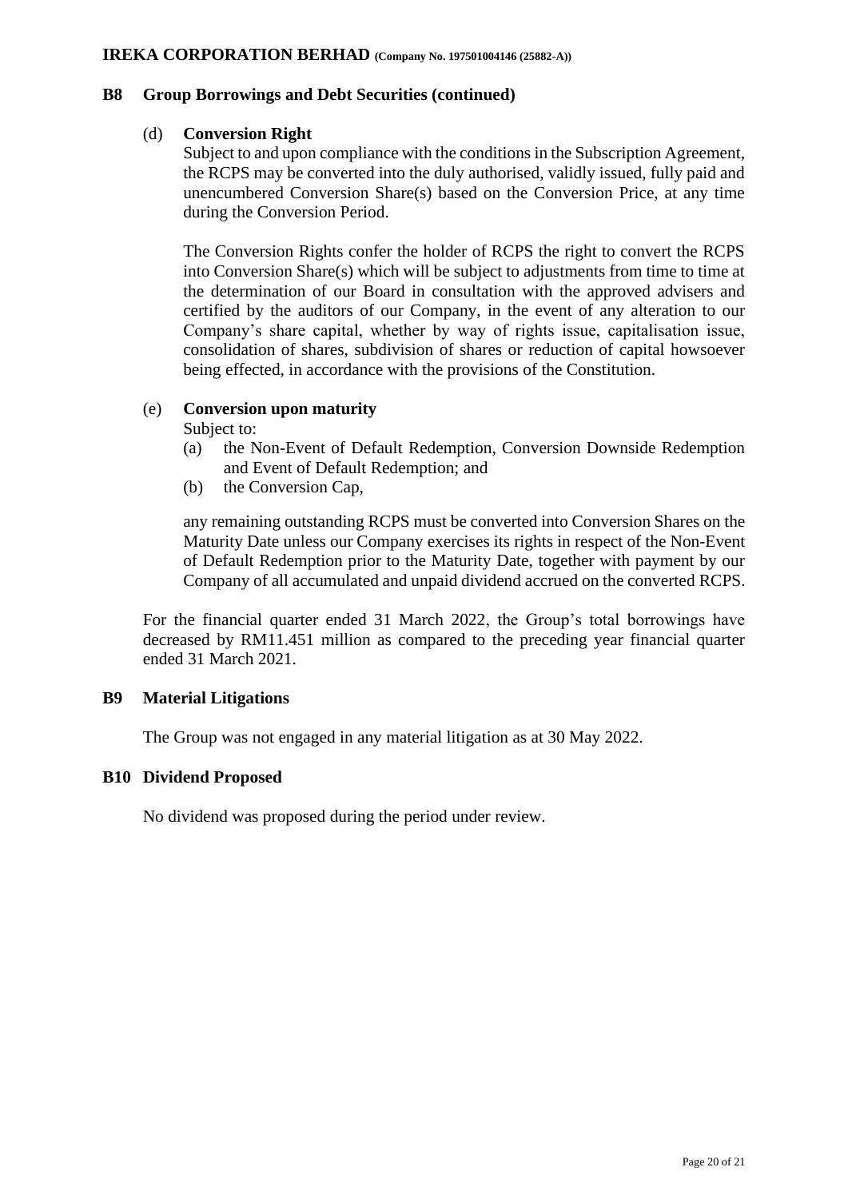## B8 Group Borrowings and Debt Securities (continued)

(d) **Conversion Right**

Subject to and upon compliance with the conditions in the Subscription Agreement, the RCPS may be converted into the duly authorised, validly issued, fully paid and unencumbered Conversion Share(s) based on the Conversion Price, at any time during the Conversion Period.

The Conversion Rights confer the holder of RCPS the right to convert the RCPS into Conversion Share(s) which will be subject to adjustments from time to time at the determination of our Board in consultation with the approved advisers and certified by the auditors of our Company, in the event of any alteration to our Company's share capital, whether by way of rights issue, capitalisation issue, consolidation of shares, subdivision of shares or reduction of capital howsoever being effected, in accordance with the provisions of the Constitution.

(e) **Conversion upon maturity**

Subject to:

(a) the Non-Event of Default Redemption, Conversion Downside Redemption and Event of Default Redemption; and
(b) the Conversion Cap,

any remaining outstanding RCPS must be converted into Conversion Shares on the Maturity Date unless our Company exercises its rights in respect of the Non-Event of Default Redemption prior to the Maturity Date, together with payment by our Company of all accumulated and unpaid dividend accrued on the converted RCPS.

For the financial quarter ended 31 March 2022, the Group's total borrowings have decreased by RM11.451 million as compared to the preceding year financial quarter ended 31 March 2021.

## B9 Material Litigations

The Group was not engaged in any material litigation as at 30 May 2022.

## B10 Dividend Proposed

No dividend was proposed during the period under review.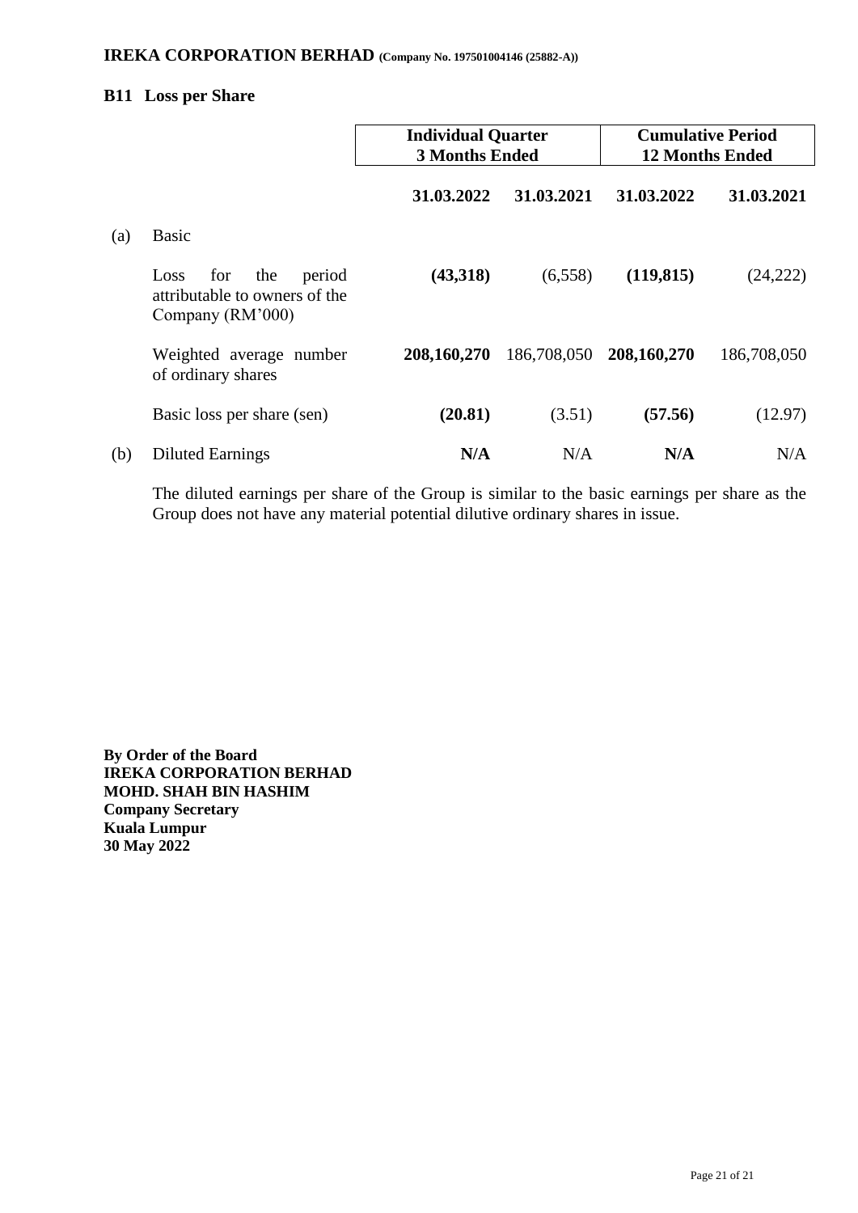## B11 Loss per Share

| | | Individual Quarter 3 Months Ended | | Cumulative Period 12 Months Ended | |
|---|---|---|---|---|---|
| | | **31.03.2022** | **31.03.2021** | **31.03.2022** | **31.03.2021** |
| (a) | Basic | | | | |
| | Loss for the period attributable to owners of the Company (RM'000) | **(43,318)** | (6,558) | **(119,815)** | (24,222) |
| | Weighted average number of ordinary shares | **208,160,270** | 186,708,050 | **208,160,270** | 186,708,050 |
| | Basic loss per share (sen) | **(20.81)** | (3.51) | **(57.56)** | (12.97) |
| (b) | Diluted Earnings | **N/A** | N/A | **N/A** | N/A |

The diluted earnings per share of the Group is similar to the basic earnings per share as the Group does not have any material potential dilutive ordinary shares in issue.

**By Order of the Board**
**IREKA CORPORATION BERHAD**
**MOHD. SHAH BIN HASHIM**
**Company Secretary**
**Kuala Lumpur**
**30 May 2022**